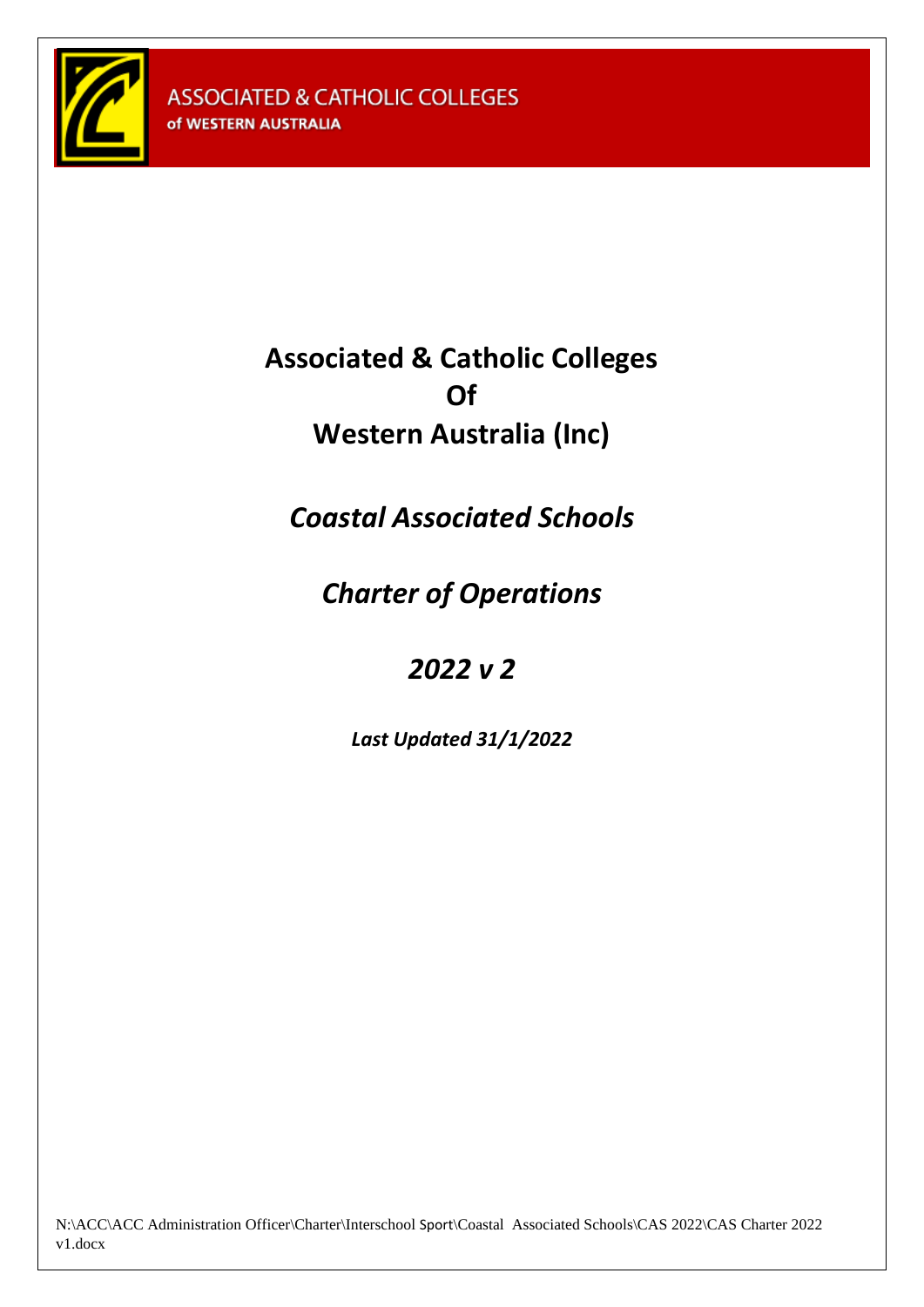ASSOCIATED & CATHOLIC COLLEGES
of WESTERN AUSTRALIA

# Associated & Catholic Colleges Of Western Australia (Inc)

## *Coastal Associated Schools*

## *Charter of Operations*

## *2022 v 2*

***Last Updated 31/1/2022***

N:\ACC\ACC Administration Officer\Charter\Interschool Sport\Coastal Associated Schools\CAS 2022\CAS Charter 2022 v1.docx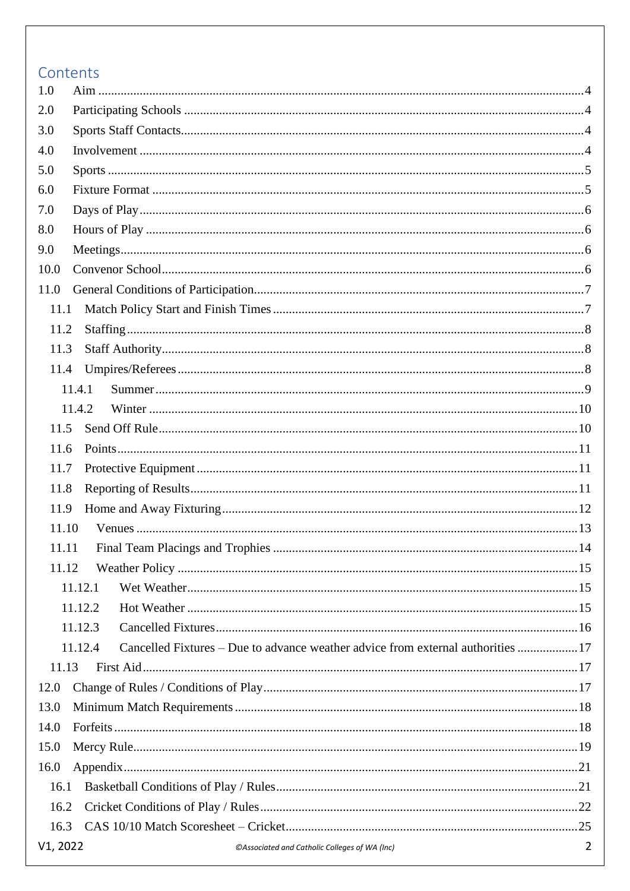# Contents

1.0 Aim ....................................................................................................................................4
2.0 Participating Schools ..........................................................................................................4
3.0 Sports Staff Contacts...........................................................................................................4
4.0 Involvement ........................................................................................................................4
5.0 Sports ..................................................................................................................................5
6.0 Fixture Format .....................................................................................................................5
7.0 Days of Play .........................................................................................................................6
8.0 Hours of Play .......................................................................................................................6
9.0 Meetings ..............................................................................................................................6
10.0 Convenor School .................................................................................................................6
11.0 General Conditions of Participation ....................................................................................7
  11.1 Match Policy Start and Finish Times ...............................................................................7
  11.2 Staffing .............................................................................................................................8
  11.3 Staff Authority ..................................................................................................................8
  11.4 Umpires/Referees .............................................................................................................8
    11.4.1 Summer ....................................................................................................................9
    11.4.2 Winter .....................................................................................................................10
  11.5 Send Off Rule ..................................................................................................................10
  11.6 Points ..............................................................................................................................11
  11.7 Protective Equipment .....................................................................................................11
  11.8 Reporting of Results .......................................................................................................11
  11.9 Home and Away Fixturing .............................................................................................12
  11.10 Venues ..........................................................................................................................13
  11.11 Final Team Placings and Trophies ...............................................................................14
  11.12 Weather Policy .............................................................................................................15
    11.12.1 Wet Weather .........................................................................................................15
    11.12.2 Hot Weather ..........................................................................................................15
    11.12.3 Cancelled Fixtures .................................................................................................16
    11.12.4 Cancelled Fixtures – Due to advance weather advice from external authorities ..................17
  11.13 First Aid ........................................................................................................................17
12.0 Change of Rules / Conditions of Play .................................................................................17
13.0 Minimum Match Requirements .........................................................................................18
14.0 Forfeits ...............................................................................................................................18
15.0 Mercy Rule ..........................................................................................................................19
16.0 Appendix .............................................................................................................................21
  16.1 Basketball Conditions of Play / Rules ..............................................................................21
  16.2 Cricket Conditions of Play / Rules ...................................................................................22
  16.3 CAS 10/10 Match Scoresheet – Cricket ...........................................................................25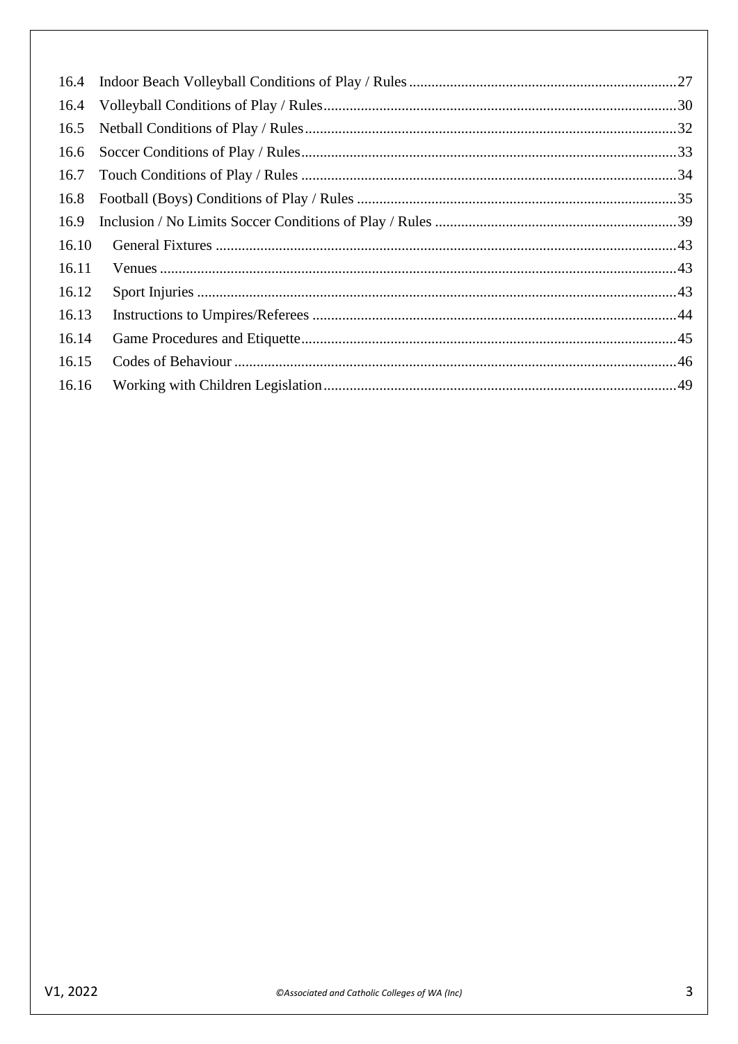16.4 Indoor Beach Volleyball Conditions of Play / Rules ........................................................................ 27
16.4 Volleyball Conditions of Play / Rules ............................................................................................... 30
16.5 Netball Conditions of Play / Rules .................................................................................................... 32
16.6 Soccer Conditions of Play / Rules ..................................................................................................... 33
16.7 Touch Conditions of Play / Rules ...................................................................................................... 34
16.8 Football (Boys) Conditions of Play / Rules ....................................................................................... 35
16.9 Inclusion / No Limits Soccer Conditions of Play / Rules ................................................................. 39
16.10 General Fixtures ............................................................................................................................ 43
16.11 Venues ........................................................................................................................................... 43
16.12 Sport Injuries ................................................................................................................................. 43
16.13 Instructions to Umpires/Referees .................................................................................................. 44
16.14 Game Procedures and Etiquette ..................................................................................................... 45
16.15 Codes of Behaviour ....................................................................................................................... 46
16.16 Working with Children Legislation ............................................................................................... 49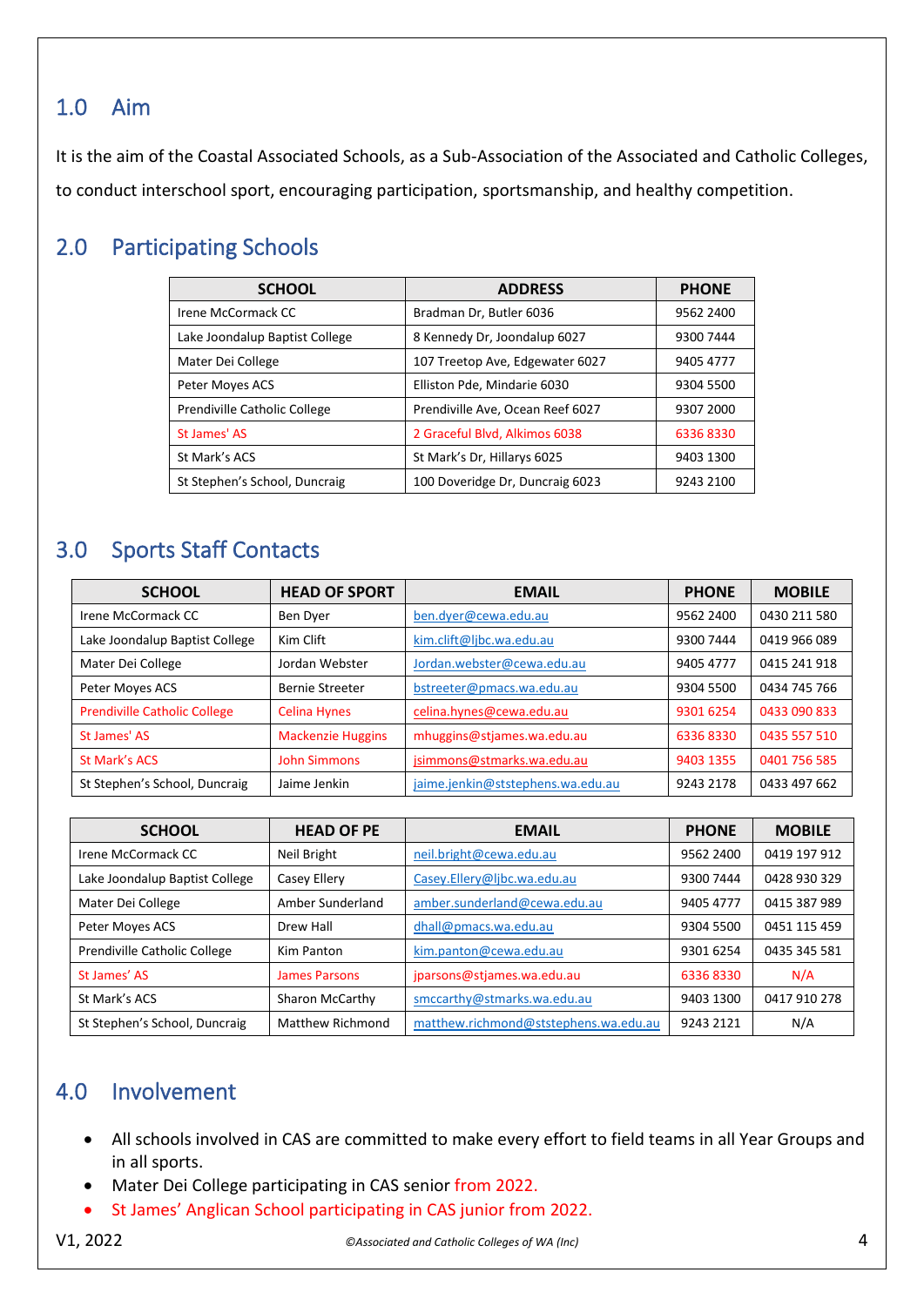## 1.0 Aim

It is the aim of the Coastal Associated Schools, as a Sub-Association of the Associated and Catholic Colleges, to conduct interschool sport, encouraging participation, sportsmanship, and healthy competition.

## 2.0 Participating Schools

| SCHOOL | ADDRESS | PHONE |
|---|---|---|
| Irene McCormack CC | Bradman Dr, Butler 6036 | 9562 2400 |
| Lake Joondalup Baptist College | 8 Kennedy Dr, Joondalup 6027 | 9300 7444 |
| Mater Dei College | 107 Treetop Ave, Edgewater 6027 | 9405 4777 |
| Peter Moyes ACS | Elliston Pde, Mindarie 6030 | 9304 5500 |
| Prendiville Catholic College | Prendiville Ave, Ocean Reef 6027 | 9307 2000 |
| St James' AS | 2 Graceful Blvd, Alkimos 6038 | 6336 8330 |
| St Mark's ACS | St Mark's Dr, Hillarys 6025 | 9403 1300 |
| St Stephen's School, Duncraig | 100 Doveridge Dr, Duncraig 6023 | 9243 2100 |

## 3.0 Sports Staff Contacts

| SCHOOL | HEAD OF SPORT | EMAIL | PHONE | MOBILE |
|---|---|---|---|---|
| Irene McCormack CC | Ben Dyer | ben.dyer@cewa.edu.au | 9562 2400 | 0430 211 580 |
| Lake Joondalup Baptist College | Kim Clift | kim.clift@ljbc.wa.edu.au | 9300 7444 | 0419 966 089 |
| Mater Dei College | Jordan Webster | Jordan.webster@cewa.edu.au | 9405 4777 | 0415 241 918 |
| Peter Moyes ACS | Bernie Streeter | bstreeter@pmacs.wa.edu.au | 9304 5500 | 0434 745 766 |
| Prendiville Catholic College | Celina Hynes | celina.hynes@cewa.edu.au | 9301 6254 | 0433 090 833 |
| St James' AS | Mackenzie Huggins | mhuggins@stjames.wa.edu.au | 6336 8330 | 0435 557 510 |
| St Mark's ACS | John Simmons | jsimmons@stmarks.wa.edu.au | 9403 1355 | 0401 756 585 |
| St Stephen's School, Duncraig | Jaime Jenkin | jaime.jenkin@ststephens.wa.edu.au | 9243 2178 | 0433 497 662 |

| SCHOOL | HEAD OF PE | EMAIL | PHONE | MOBILE |
|---|---|---|---|---|
| Irene McCormack CC | Neil Bright | neil.bright@cewa.edu.au | 9562 2400 | 0419 197 912 |
| Lake Joondalup Baptist College | Casey Ellery | Casey.Ellery@ljbc.wa.edu.au | 9300 7444 | 0428 930 329 |
| Mater Dei College | Amber Sunderland | amber.sunderland@cewa.edu.au | 9405 4777 | 0415 387 989 |
| Peter Moyes ACS | Drew Hall | dhall@pmacs.wa.edu.au | 9304 5500 | 0451 115 459 |
| Prendiville Catholic College | Kim Panton | kim.panton@cewa.edu.au | 9301 6254 | 0435 345 581 |
| St James' AS | James Parsons | jparsons@stjames.wa.edu.au | 6336 8330 | N/A |
| St Mark's ACS | Sharon McCarthy | smccarthy@stmarks.wa.edu.au | 9403 1300 | 0417 910 278 |
| St Stephen's School, Duncraig | Matthew Richmond | matthew.richmond@ststephens.wa.edu.au | 9243 2121 | N/A |

## 4.0 Involvement

- All schools involved in CAS are committed to make every effort to field teams in all Year Groups and in all sports.
- Mater Dei College participating in CAS senior from 2022.
- St James' Anglican School participating in CAS junior from 2022.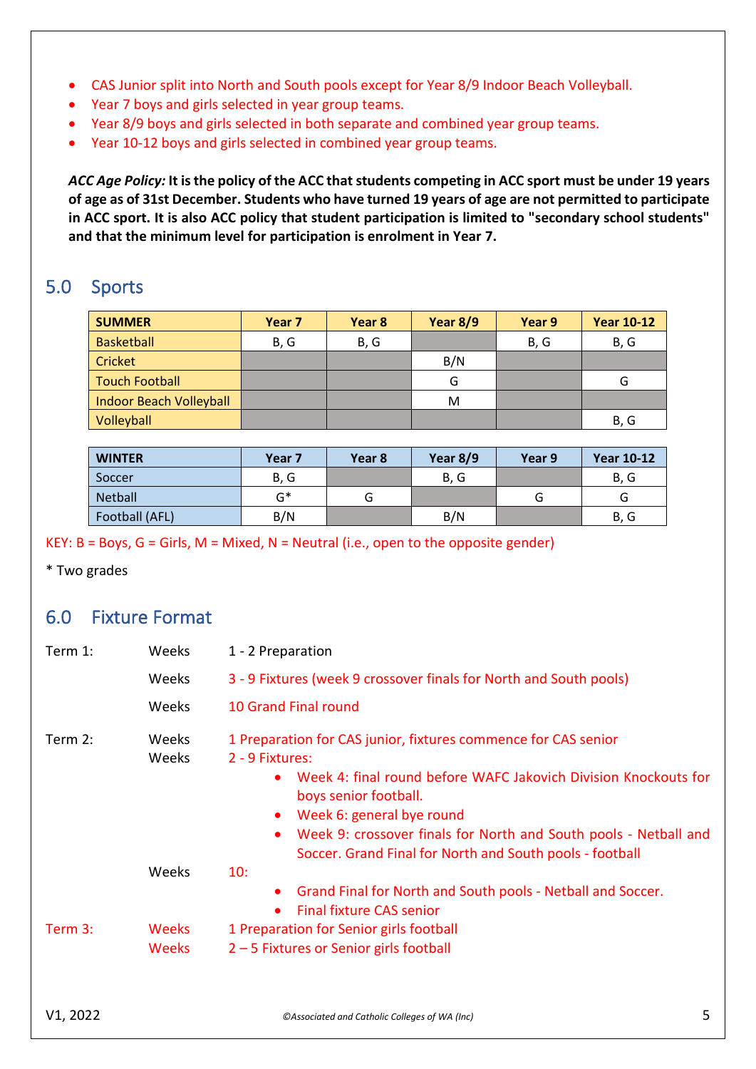- CAS Junior split into North and South pools except for Year 8/9 Indoor Beach Volleyball.
- Year 7 boys and girls selected in year group teams.
- Year 8/9 boys and girls selected in both separate and combined year group teams.
- Year 10-12 boys and girls selected in combined year group teams.

***ACC Age Policy:*** **It is the policy of the ACC that students competing in ACC sport must be under 19 years of age as of 31st December. Students who have turned 19 years of age are not permitted to participate in ACC sport. It is also ACC policy that student participation is limited to "secondary school students" and that the minimum level for participation is enrolment in Year 7.**

## 5.0 Sports

| SUMMER | Year 7 | Year 8 | Year 8/9 | Year 9 | Year 10-12 |
|---|---|---|---|---|---|
| Basketball | B, G | B, G | | B, G | B, G |
| Cricket | | | B/N | | |
| Touch Football | | | G | | G |
| Indoor Beach Volleyball | | | M | | |
| Volleyball | | | | | B, G |

| WINTER | Year 7 | Year 8 | Year 8/9 | Year 9 | Year 10-12 |
|---|---|---|---|---|---|
| Soccer | B, G | | B, G | | B, G |
| Netball | G* | G | | G | G |
| Football (AFL) | B/N | | B/N | | B, G |

KEY: B = Boys, G = Girls, M = Mixed, N = Neutral (i.e., open to the opposite gender)

* Two grades

## 6.0 Fixture Format

**Term 1:**

- Weeks 1 - 2 Preparation
- Weeks 3 - 9 Fixtures (week 9 crossover finals for North and South pools)
- Weeks 10 Grand Final round

**Term 2:**

- Weeks 1 Preparation for CAS junior, fixtures commence for CAS senior
- Weeks 2 - 9 Fixtures:
  - Week 4: final round before WAFC Jakovich Division Knockouts for boys senior football.
  - Week 6: general bye round
  - Week 9: crossover finals for North and South pools - Netball and Soccer. Grand Final for North and South pools - football
- Weeks 10:
  - Grand Final for North and South pools - Netball and Soccer.
  - Final fixture CAS senior

**Term 3:**

- Weeks 1 Preparation for Senior girls football
- Weeks 2 – 5 Fixtures or Senior girls football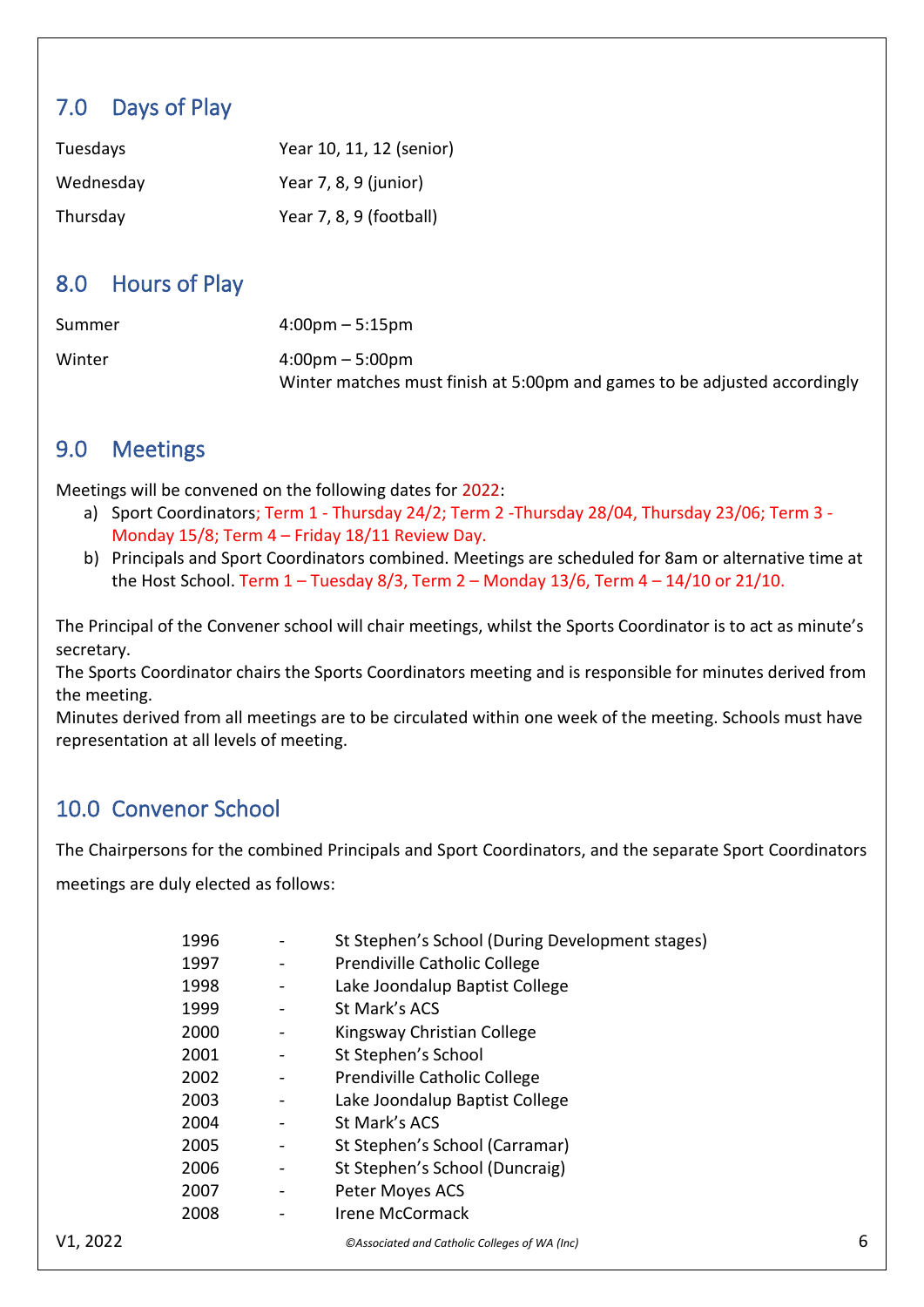## 7.0 Days of Play

| | |
|---|---|
| Tuesdays | Year 10, 11, 12 (senior) |
| Wednesday | Year 7, 8, 9 (junior) |
| Thursday | Year 7, 8, 9 (football) |

## 8.0 Hours of Play

| | |
|---|---|
| Summer | 4:00pm – 5:15pm |
| Winter | 4:00pm – 5:00pm<br>Winter matches must finish at 5:00pm and games to be adjusted accordingly |

## 9.0 Meetings

Meetings will be convened on the following dates for 2022:

a) Sport Coordinators; Term 1 - Thursday 24/2; Term 2 -Thursday 28/04, Thursday 23/06; Term 3 - Monday 15/8; Term 4 – Friday 18/11 Review Day.

b) Principals and Sport Coordinators combined. Meetings are scheduled for 8am or alternative time at the Host School. Term 1 – Tuesday 8/3, Term 2 – Monday 13/6, Term 4 – 14/10 or 21/10.

The Principal of the Convener school will chair meetings, whilst the Sports Coordinator is to act as minute's secretary.
The Sports Coordinator chairs the Sports Coordinators meeting and is responsible for minutes derived from the meeting.
Minutes derived from all meetings are to be circulated within one week of the meeting. Schools must have representation at all levels of meeting.

## 10.0 Convenor School

The Chairpersons for the combined Principals and Sport Coordinators, and the separate Sport Coordinators meetings are duly elected as follows:

| | | |
|---|---|---|
| 1996 | - | St Stephen's School (During Development stages) |
| 1997 | - | Prendiville Catholic College |
| 1998 | - | Lake Joondalup Baptist College |
| 1999 | - | St Mark's ACS |
| 2000 | - | Kingsway Christian College |
| 2001 | - | St Stephen's School |
| 2002 | - | Prendiville Catholic College |
| 2003 | - | Lake Joondalup Baptist College |
| 2004 | - | St Mark's ACS |
| 2005 | - | St Stephen's School (Carramar) |
| 2006 | - | St Stephen's School (Duncraig) |
| 2007 | - | Peter Moyes ACS |
| 2008 | - | Irene McCormack |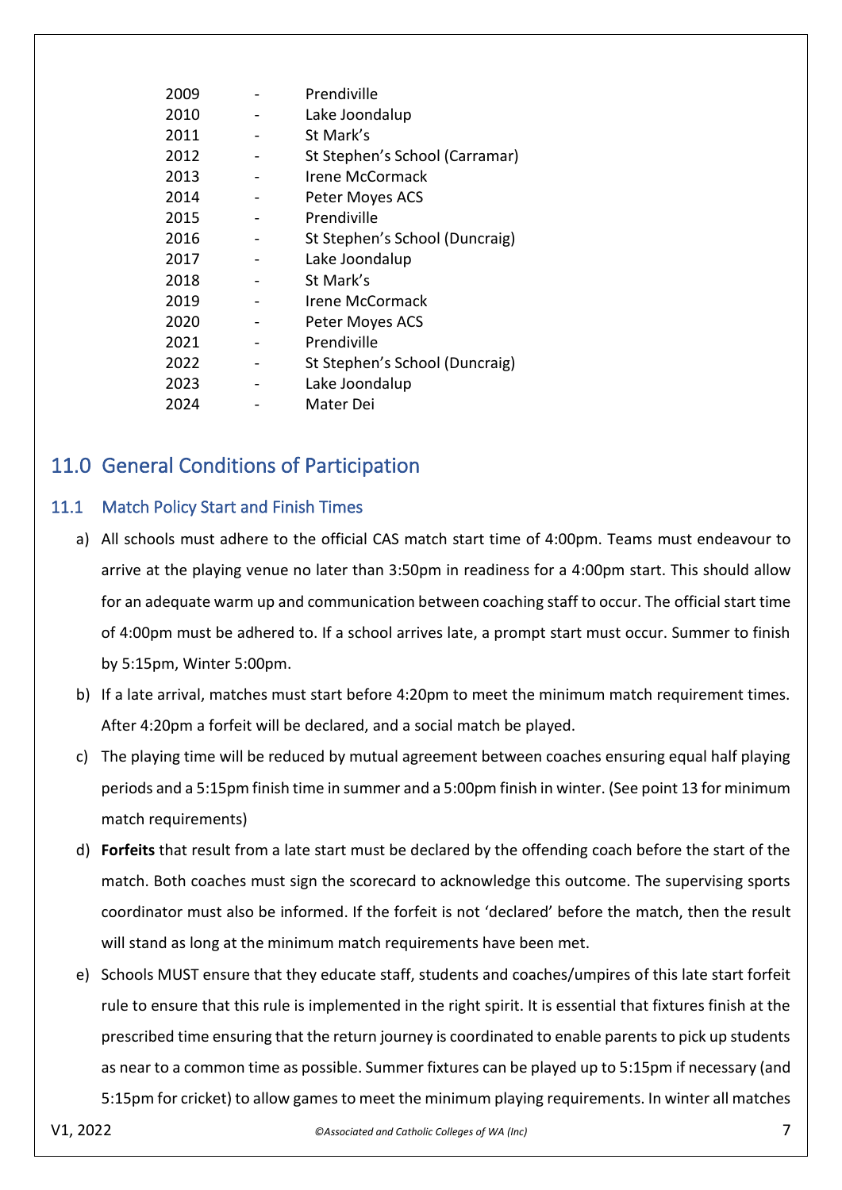| | | |
|---|---|---|
| 2009 | - | Prendiville |
| 2010 | - | Lake Joondalup |
| 2011 | - | St Mark's |
| 2012 | - | St Stephen's School (Carramar) |
| 2013 | - | Irene McCormack |
| 2014 | - | Peter Moyes ACS |
| 2015 | - | Prendiville |
| 2016 | - | St Stephen's School (Duncraig) |
| 2017 | - | Lake Joondalup |
| 2018 | - | St Mark's |
| 2019 | - | Irene McCormack |
| 2020 | - | Peter Moyes ACS |
| 2021 | - | Prendiville |
| 2022 | - | St Stephen's School (Duncraig) |
| 2023 | - | Lake Joondalup |
| 2024 | - | Mater Dei |

## 11.0 General Conditions of Participation

### 11.1 Match Policy Start and Finish Times

a) All schools must adhere to the official CAS match start time of 4:00pm. Teams must endeavour to arrive at the playing venue no later than 3:50pm in readiness for a 4:00pm start. This should allow for an adequate warm up and communication between coaching staff to occur. The official start time of 4:00pm must be adhered to. If a school arrives late, a prompt start must occur. Summer to finish by 5:15pm, Winter 5:00pm.

b) If a late arrival, matches must start before 4:20pm to meet the minimum match requirement times. After 4:20pm a forfeit will be declared, and a social match be played.

c) The playing time will be reduced by mutual agreement between coaches ensuring equal half playing periods and a 5:15pm finish time in summer and a 5:00pm finish in winter. (See point 13 for minimum match requirements)

d) **Forfeits** that result from a late start must be declared by the offending coach before the start of the match. Both coaches must sign the scorecard to acknowledge this outcome. The supervising sports coordinator must also be informed. If the forfeit is not 'declared' before the match, then the result will stand as long at the minimum match requirements have been met.

e) Schools MUST ensure that they educate staff, students and coaches/umpires of this late start forfeit rule to ensure that this rule is implemented in the right spirit. It is essential that fixtures finish at the prescribed time ensuring that the return journey is coordinated to enable parents to pick up students as near to a common time as possible. Summer fixtures can be played up to 5:15pm if necessary (and 5:15pm for cricket) to allow games to meet the minimum playing requirements. In winter all matches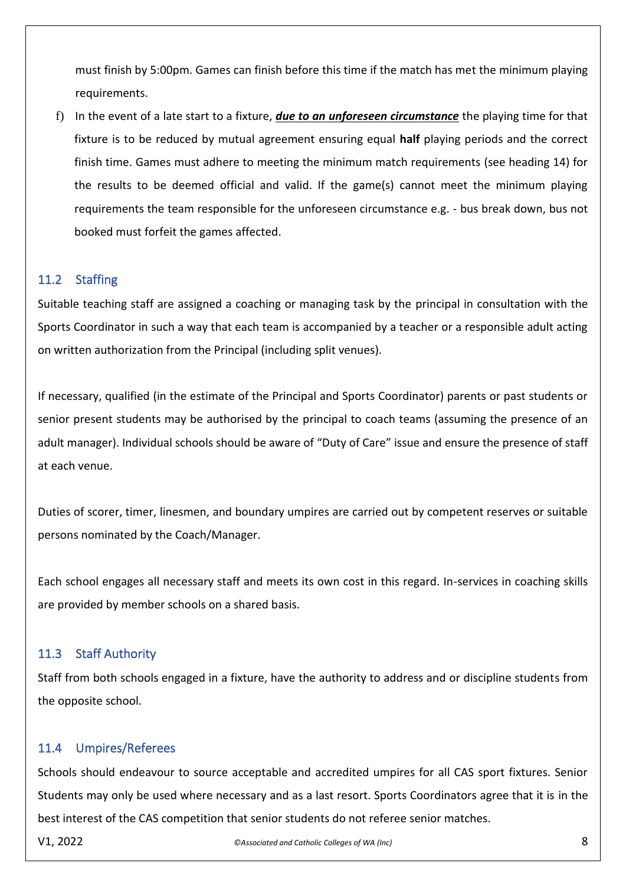must finish by 5:00pm. Games can finish before this time if the match has met the minimum playing requirements.

f) In the event of a late start to a fixture, ***due to an unforeseen circumstance*** the playing time for that fixture is to be reduced by mutual agreement ensuring equal **half** playing periods and the correct finish time. Games must adhere to meeting the minimum match requirements (see heading 14) for the results to be deemed official and valid. If the game(s) cannot meet the minimum playing requirements the team responsible for the unforeseen circumstance e.g. - bus break down, bus not booked must forfeit the games affected.

### 11.2 Staffing

Suitable teaching staff are assigned a coaching or managing task by the principal in consultation with the Sports Coordinator in such a way that each team is accompanied by a teacher or a responsible adult acting on written authorization from the Principal (including split venues).

If necessary, qualified (in the estimate of the Principal and Sports Coordinator) parents or past students or senior present students may be authorised by the principal to coach teams (assuming the presence of an adult manager). Individual schools should be aware of "Duty of Care" issue and ensure the presence of staff at each venue.

Duties of scorer, timer, linesmen, and boundary umpires are carried out by competent reserves or suitable persons nominated by the Coach/Manager.

Each school engages all necessary staff and meets its own cost in this regard. In-services in coaching skills are provided by member schools on a shared basis.

### 11.3 Staff Authority

Staff from both schools engaged in a fixture, have the authority to address and or discipline students from the opposite school.

### 11.4 Umpires/Referees

Schools should endeavour to source acceptable and accredited umpires for all CAS sport fixtures. Senior Students may only be used where necessary and as a last resort. Sports Coordinators agree that it is in the best interest of the CAS competition that senior students do not referee senior matches.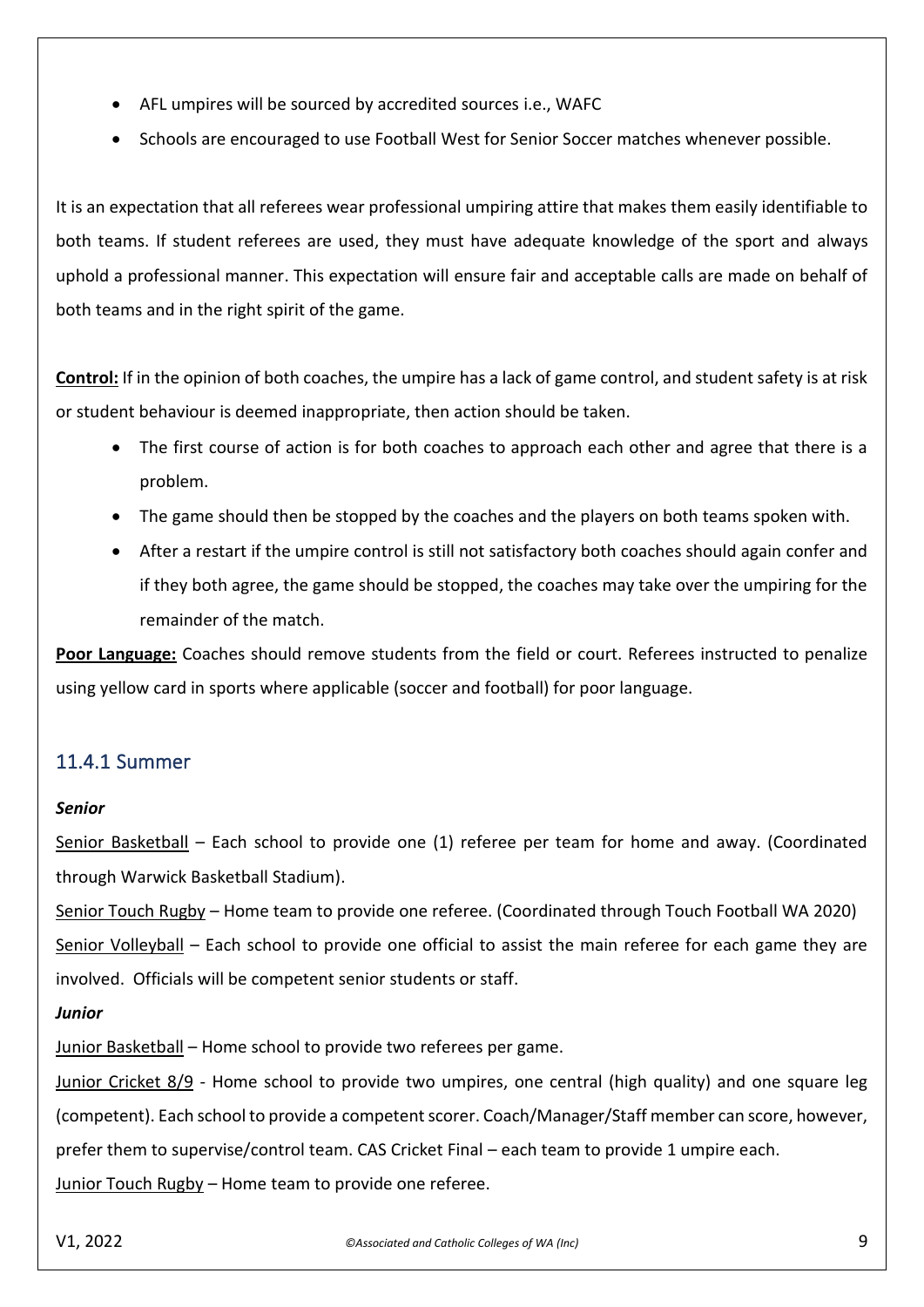- AFL umpires will be sourced by accredited sources i.e., WAFC
- Schools are encouraged to use Football West for Senior Soccer matches whenever possible.

It is an expectation that all referees wear professional umpiring attire that makes them easily identifiable to both teams. If student referees are used, they must have adequate knowledge of the sport and always uphold a professional manner. This expectation will ensure fair and acceptable calls are made on behalf of both teams and in the right spirit of the game.

**Control:** If in the opinion of both coaches, the umpire has a lack of game control, and student safety is at risk or student behaviour is deemed inappropriate, then action should be taken.

- The first course of action is for both coaches to approach each other and agree that there is a problem.
- The game should then be stopped by the coaches and the players on both teams spoken with.
- After a restart if the umpire control is still not satisfactory both coaches should again confer and if they both agree, the game should be stopped, the coaches may take over the umpiring for the remainder of the match.

**Poor Language:** Coaches should remove students from the field or court. Referees instructed to penalize using yellow card in sports where applicable (soccer and football) for poor language.

### 11.4.1 Summer

***Senior***

Senior Basketball – Each school to provide one (1) referee per team for home and away. (Coordinated through Warwick Basketball Stadium).

Senior Touch Rugby – Home team to provide one referee. (Coordinated through Touch Football WA 2020)

Senior Volleyball – Each school to provide one official to assist the main referee for each game they are involved. Officials will be competent senior students or staff.

***Junior***

Junior Basketball – Home school to provide two referees per game.

Junior Cricket 8/9 - Home school to provide two umpires, one central (high quality) and one square leg (competent). Each school to provide a competent scorer. Coach/Manager/Staff member can score, however, prefer them to supervise/control team. CAS Cricket Final – each team to provide 1 umpire each.

Junior Touch Rugby – Home team to provide one referee.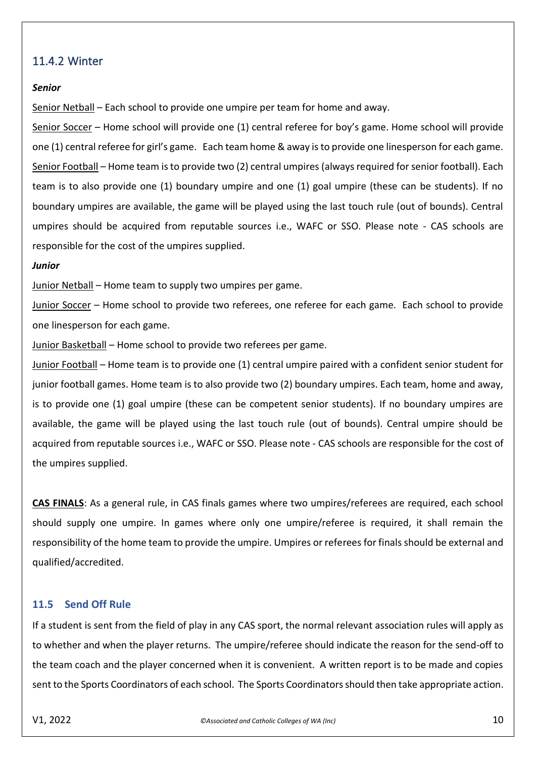### 11.4.2 Winter

***Senior***

Senior Netball – Each school to provide one umpire per team for home and away.

Senior Soccer – Home school will provide one (1) central referee for boy's game. Home school will provide one (1) central referee for girl's game. Each team home & away is to provide one linesperson for each game.

Senior Football – Home team is to provide two (2) central umpires (always required for senior football). Each team is to also provide one (1) boundary umpire and one (1) goal umpire (these can be students). If no boundary umpires are available, the game will be played using the last touch rule (out of bounds). Central umpires should be acquired from reputable sources i.e., WAFC or SSO. Please note - CAS schools are responsible for the cost of the umpires supplied.

***Junior***

Junior Netball – Home team to supply two umpires per game.

Junior Soccer – Home school to provide two referees, one referee for each game. Each school to provide one linesperson for each game.

Junior Basketball – Home school to provide two referees per game.

Junior Football – Home team is to provide one (1) central umpire paired with a confident senior student for junior football games. Home team is to also provide two (2) boundary umpires. Each team, home and away, is to provide one (1) goal umpire (these can be competent senior students). If no boundary umpires are available, the game will be played using the last touch rule (out of bounds). Central umpire should be acquired from reputable sources i.e., WAFC or SSO. Please note - CAS schools are responsible for the cost of the umpires supplied.

**CAS FINALS**: As a general rule, in CAS finals games where two umpires/referees are required, each school should supply one umpire. In games where only one umpire/referee is required, it shall remain the responsibility of the home team to provide the umpire. Umpires or referees for finals should be external and qualified/accredited.

### 11.5 Send Off Rule

If a student is sent from the field of play in any CAS sport, the normal relevant association rules will apply as to whether and when the player returns. The umpire/referee should indicate the reason for the send-off to the team coach and the player concerned when it is convenient. A written report is to be made and copies sent to the Sports Coordinators of each school. The Sports Coordinators should then take appropriate action.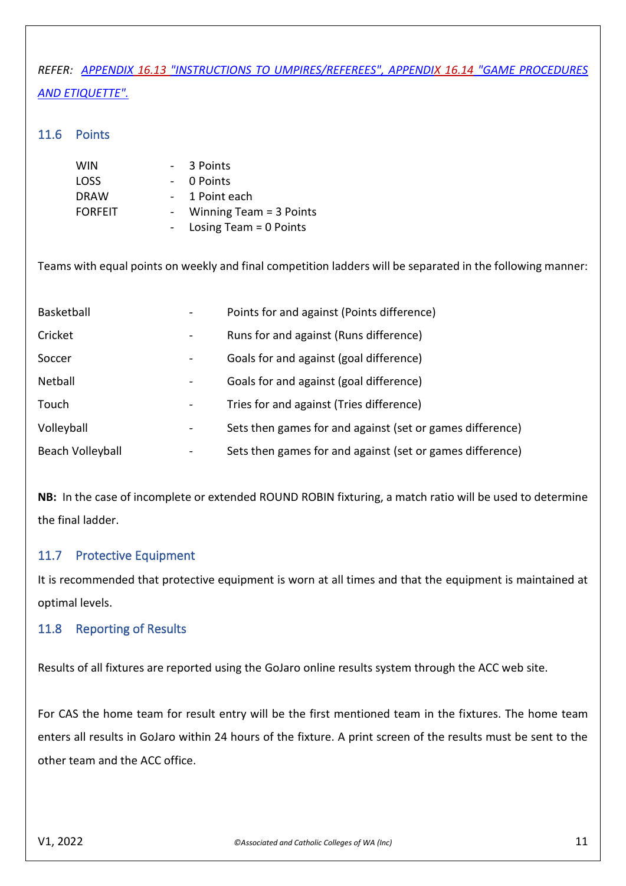*REFER: APPENDIX 16.13 "INSTRUCTIONS TO UMPIRES/REFEREES", APPENDIX 16.14 "GAME PROCEDURES AND ETIQUETTE".*

## 11.6 Points

| | | |
|---|---|---|
| WIN | - | 3 Points |
| LOSS | - | 0 Points |
| DRAW | - | 1 Point each |
| FORFEIT | - | Winning Team = 3 Points |
| | - | Losing Team = 0 Points |

Teams with equal points on weekly and final competition ladders will be separated in the following manner:

| | | |
|---|---|---|
| Basketball | - | Points for and against (Points difference) |
| Cricket | - | Runs for and against (Runs difference) |
| Soccer | - | Goals for and against (goal difference) |
| Netball | - | Goals for and against (goal difference) |
| Touch | - | Tries for and against (Tries difference) |
| Volleyball | - | Sets then games for and against (set or games difference) |
| Beach Volleyball | - | Sets then games for and against (set or games difference) |

**NB:** In the case of incomplete or extended ROUND ROBIN fixturing, a match ratio will be used to determine the final ladder.

## 11.7 Protective Equipment

It is recommended that protective equipment is worn at all times and that the equipment is maintained at optimal levels.

## 11.8 Reporting of Results

Results of all fixtures are reported using the GoJaro online results system through the ACC web site.

For CAS the home team for result entry will be the first mentioned team in the fixtures. The home team enters all results in GoJaro within 24 hours of the fixture. A print screen of the results must be sent to the other team and the ACC office.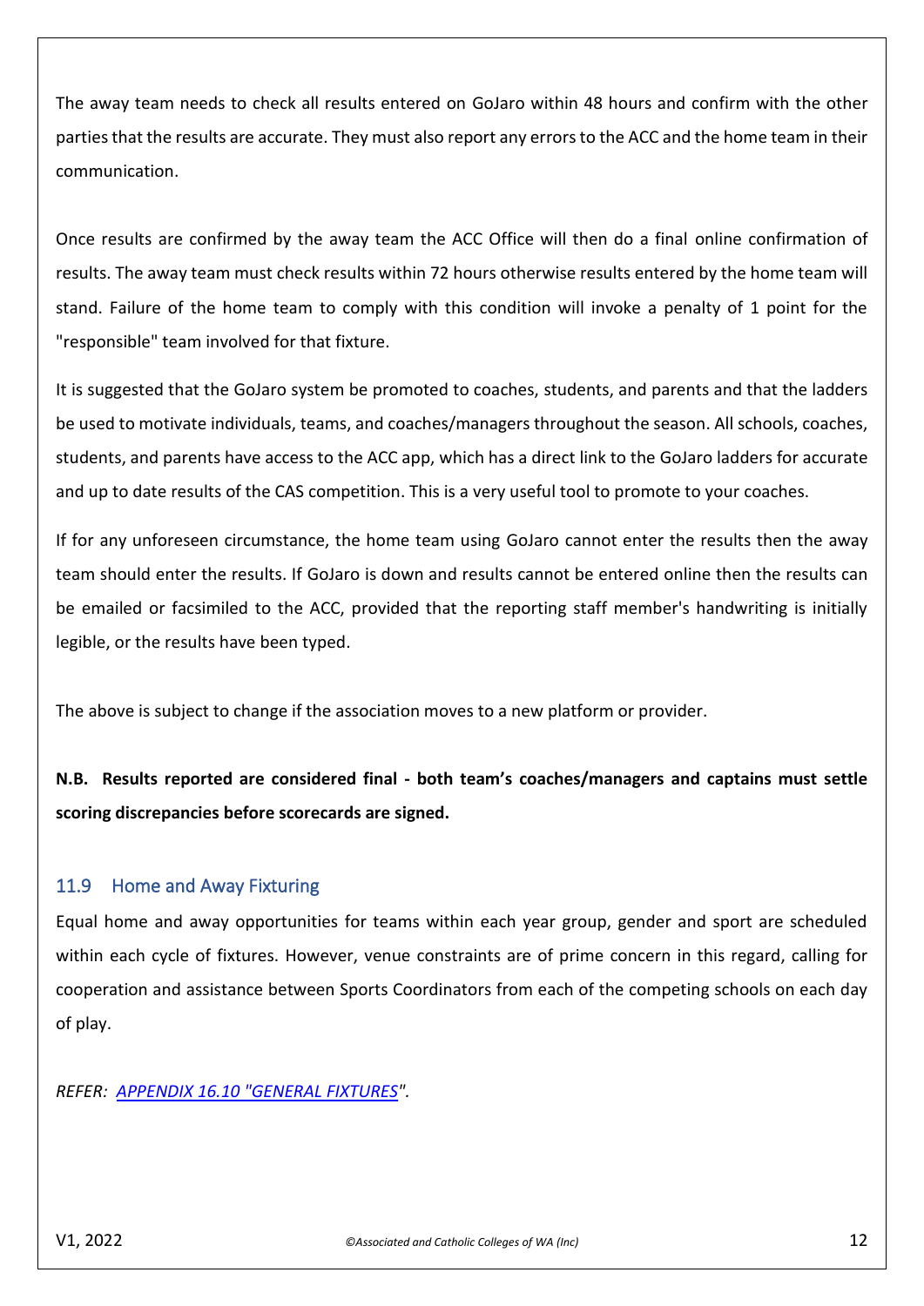The away team needs to check all results entered on GoJaro within 48 hours and confirm with the other parties that the results are accurate. They must also report any errors to the ACC and the home team in their communication.

Once results are confirmed by the away team the ACC Office will then do a final online confirmation of results. The away team must check results within 72 hours otherwise results entered by the home team will stand. Failure of the home team to comply with this condition will invoke a penalty of 1 point for the "responsible" team involved for that fixture.

It is suggested that the GoJaro system be promoted to coaches, students, and parents and that the ladders be used to motivate individuals, teams, and coaches/managers throughout the season. All schools, coaches, students, and parents have access to the ACC app, which has a direct link to the GoJaro ladders for accurate and up to date results of the CAS competition. This is a very useful tool to promote to your coaches.

If for any unforeseen circumstance, the home team using GoJaro cannot enter the results then the away team should enter the results. If GoJaro is down and results cannot be entered online then the results can be emailed or facsimiled to the ACC, provided that the reporting staff member's handwriting is initially legible, or the results have been typed.

The above is subject to change if the association moves to a new platform or provider.

**N.B. Results reported are considered final - both team's coaches/managers and captains must settle scoring discrepancies before scorecards are signed.**

## 11.9 Home and Away Fixturing

Equal home and away opportunities for teams within each year group, gender and sport are scheduled within each cycle of fixtures. However, venue constraints are of prime concern in this regard, calling for cooperation and assistance between Sports Coordinators from each of the competing schools on each day of play.

*REFER: APPENDIX 16.10 "GENERAL FIXTURES".*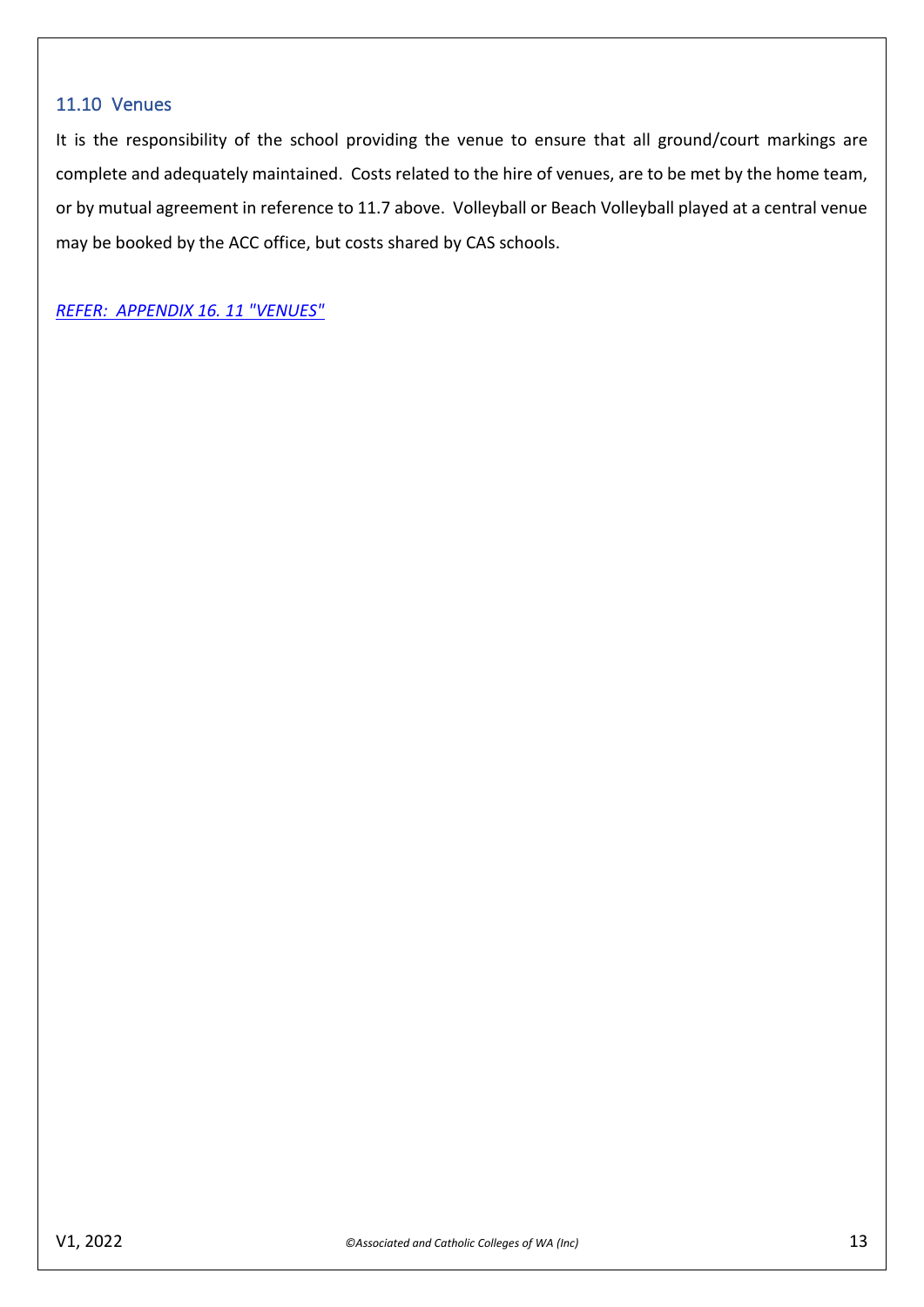### 11.10 Venues

It is the responsibility of the school providing the venue to ensure that all ground/court markings are complete and adequately maintained. Costs related to the hire of venues, are to be met by the home team, or by mutual agreement in reference to 11.7 above. Volleyball or Beach Volleyball played at a central venue may be booked by the ACC office, but costs shared by CAS schools.

*REFER: APPENDIX 16. 11 "VENUES"*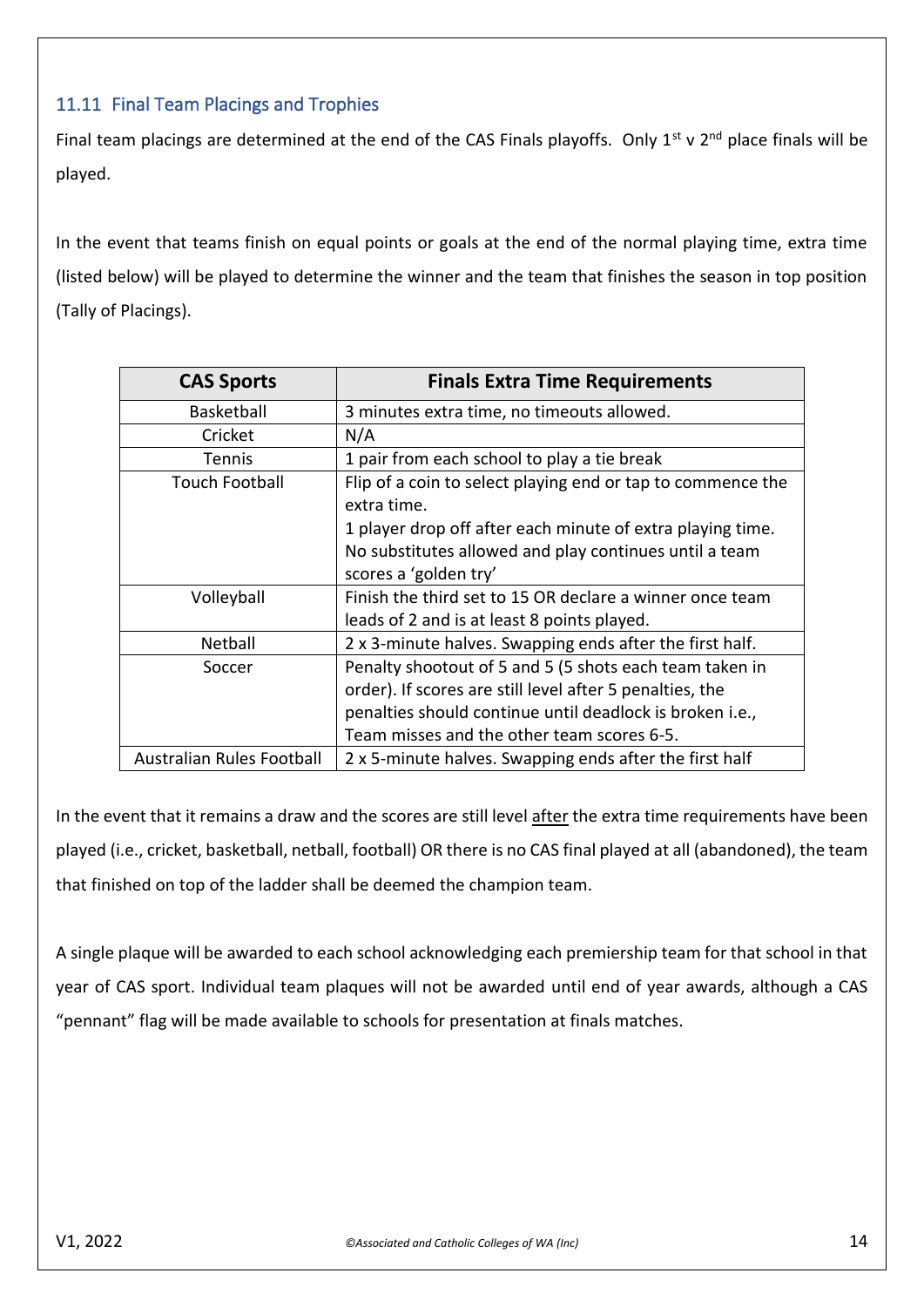### 11.11 Final Team Placings and Trophies

Final team placings are determined at the end of the CAS Finals playoffs. Only 1st v 2nd place finals will be played.

In the event that teams finish on equal points or goals at the end of the normal playing time, extra time (listed below) will be played to determine the winner and the team that finishes the season in top position (Tally of Placings).

| CAS Sports | Finals Extra Time Requirements |
| --- | --- |
| Basketball | 3 minutes extra time, no timeouts allowed. |
| Cricket | N/A |
| Tennis | 1 pair from each school to play a tie break |
| Touch Football | Flip of a coin to select playing end or tap to commence the extra time. 1 player drop off after each minute of extra playing time. No substitutes allowed and play continues until a team scores a 'golden try' |
| Volleyball | Finish the third set to 15 OR declare a winner once team leads of 2 and is at least 8 points played. |
| Netball | 2 x 3-minute halves. Swapping ends after the first half. |
| Soccer | Penalty shootout of 5 and 5 (5 shots each team taken in order). If scores are still level after 5 penalties, the penalties should continue until deadlock is broken i.e., Team misses and the other team scores 6-5. |
| Australian Rules Football | 2 x 5-minute halves. Swapping ends after the first half |

In the event that it remains a draw and the scores are still level after the extra time requirements have been played (i.e., cricket, basketball, netball, football) OR there is no CAS final played at all (abandoned), the team that finished on top of the ladder shall be deemed the champion team.

A single plaque will be awarded to each school acknowledging each premiership team for that school in that year of CAS sport. Individual team plaques will not be awarded until end of year awards, although a CAS "pennant" flag will be made available to schools for presentation at finals matches.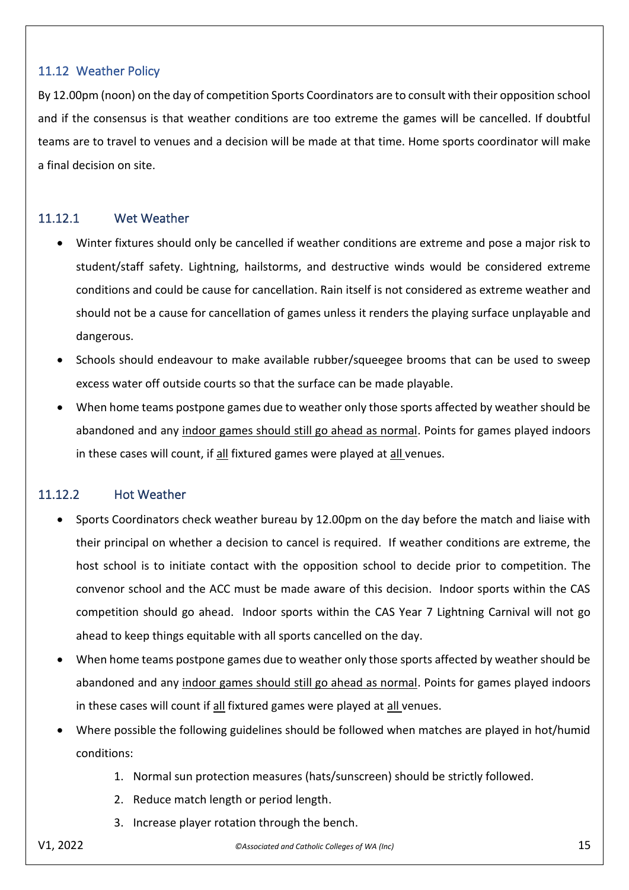## 11.12 Weather Policy

By 12.00pm (noon) on the day of competition Sports Coordinators are to consult with their opposition school and if the consensus is that weather conditions are too extreme the games will be cancelled. If doubtful teams are to travel to venues and a decision will be made at that time. Home sports coordinator will make a final decision on site.

### 11.12.1 Wet Weather

- Winter fixtures should only be cancelled if weather conditions are extreme and pose a major risk to student/staff safety. Lightning, hailstorms, and destructive winds would be considered extreme conditions and could be cause for cancellation. Rain itself is not considered as extreme weather and should not be a cause for cancellation of games unless it renders the playing surface unplayable and dangerous.
- Schools should endeavour to make available rubber/squeegee brooms that can be used to sweep excess water off outside courts so that the surface can be made playable.
- When home teams postpone games due to weather only those sports affected by weather should be abandoned and any <u>indoor games should still go ahead as normal</u>. Points for games played indoors in these cases will count, if <u>all</u> fixtured games were played at <u>all</u> venues.

### 11.12.2 Hot Weather

- Sports Coordinators check weather bureau by 12.00pm on the day before the match and liaise with their principal on whether a decision to cancel is required. If weather conditions are extreme, the host school is to initiate contact with the opposition school to decide prior to competition. The convenor school and the ACC must be made aware of this decision. Indoor sports within the CAS competition should go ahead. Indoor sports within the CAS Year 7 Lightning Carnival will not go ahead to keep things equitable with all sports cancelled on the day.
- When home teams postpone games due to weather only those sports affected by weather should be abandoned and any <u>indoor games should still go ahead as normal</u>. Points for games played indoors in these cases will count if <u>all</u> fixtured games were played at <u>all</u> venues.
- Where possible the following guidelines should be followed when matches are played in hot/humid conditions:
    1. Normal sun protection measures (hats/sunscreen) should be strictly followed.
    2. Reduce match length or period length.
    3. Increase player rotation through the bench.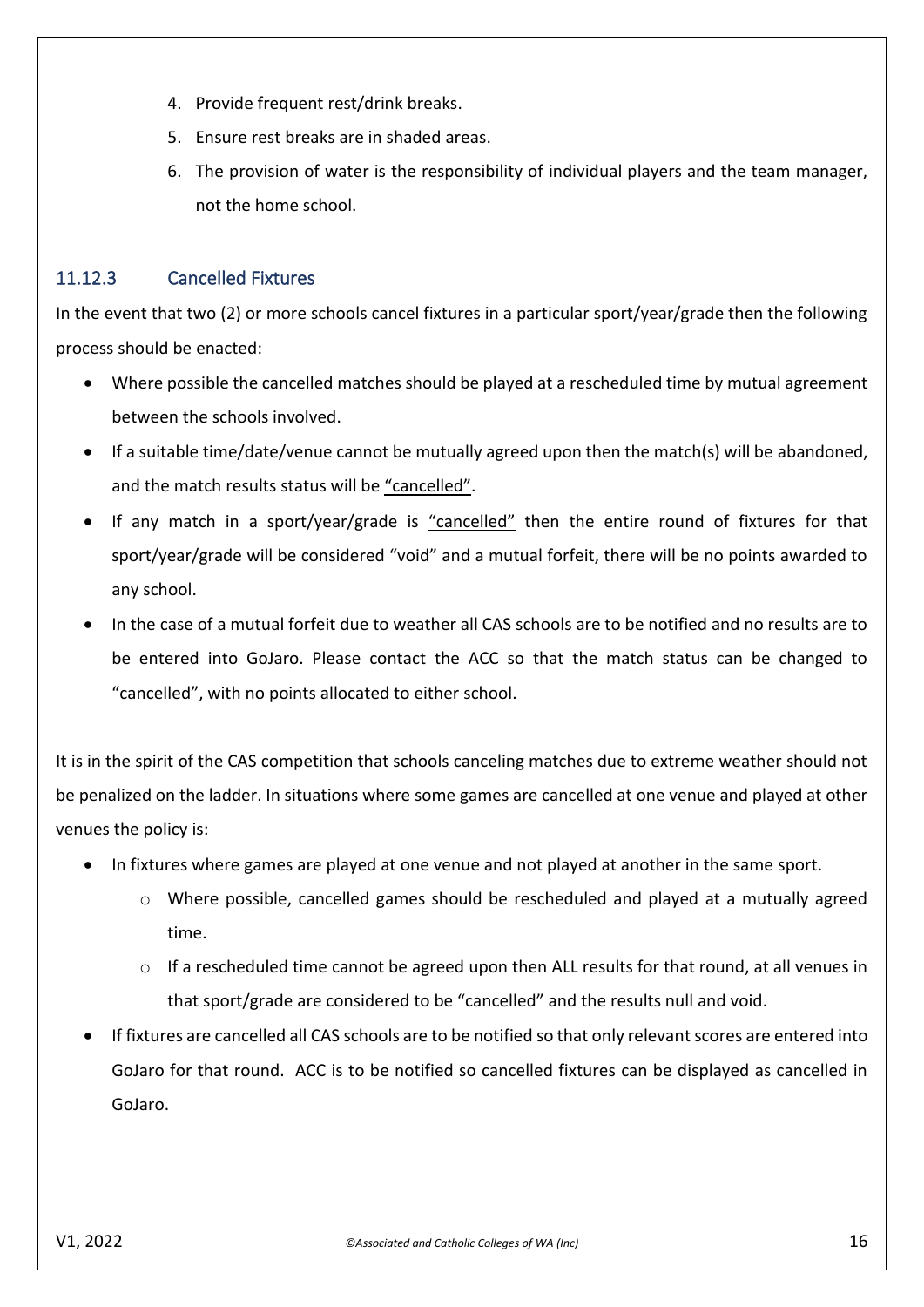4. Provide frequent rest/drink breaks.
5. Ensure rest breaks are in shaded areas.
6. The provision of water is the responsibility of individual players and the team manager, not the home school.

### 11.12.3 Cancelled Fixtures

In the event that two (2) or more schools cancel fixtures in a particular sport/year/grade then the following process should be enacted:

- Where possible the cancelled matches should be played at a rescheduled time by mutual agreement between the schools involved.
- If a suitable time/date/venue cannot be mutually agreed upon then the match(s) will be abandoned, and the match results status will be "cancelled".
- If any match in a sport/year/grade is "cancelled" then the entire round of fixtures for that sport/year/grade will be considered "void" and a mutual forfeit, there will be no points awarded to any school.
- In the case of a mutual forfeit due to weather all CAS schools are to be notified and no results are to be entered into GoJaro. Please contact the ACC so that the match status can be changed to "cancelled", with no points allocated to either school.

It is in the spirit of the CAS competition that schools canceling matches due to extreme weather should not be penalized on the ladder. In situations where some games are cancelled at one venue and played at other venues the policy is:

- In fixtures where games are played at one venue and not played at another in the same sport.
  - Where possible, cancelled games should be rescheduled and played at a mutually agreed time.
  - If a rescheduled time cannot be agreed upon then ALL results for that round, at all venues in that sport/grade are considered to be "cancelled" and the results null and void.
- If fixtures are cancelled all CAS schools are to be notified so that only relevant scores are entered into GoJaro for that round. ACC is to be notified so cancelled fixtures can be displayed as cancelled in GoJaro.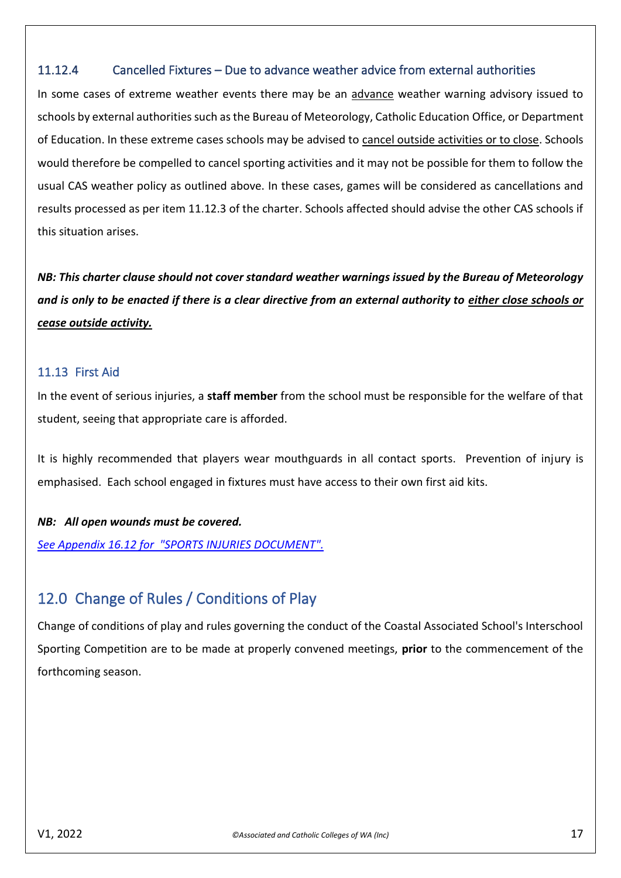### 11.12.4 Cancelled Fixtures – Due to advance weather advice from external authorities

In some cases of extreme weather events there may be an advance weather warning advisory issued to schools by external authorities such as the Bureau of Meteorology, Catholic Education Office, or Department of Education. In these extreme cases schools may be advised to cancel outside activities or to close. Schools would therefore be compelled to cancel sporting activities and it may not be possible for them to follow the usual CAS weather policy as outlined above. In these cases, games will be considered as cancellations and results processed as per item 11.12.3 of the charter. Schools affected should advise the other CAS schools if this situation arises.

***NB: This charter clause should not cover standard weather warnings issued by the Bureau of Meteorology and is only to be enacted if there is a clear directive from an external authority to either close schools or cease outside activity.***

### 11.13 First Aid

In the event of serious injuries, a **staff member** from the school must be responsible for the welfare of that student, seeing that appropriate care is afforded.

It is highly recommended that players wear mouthguards in all contact sports. Prevention of injury is emphasised. Each school engaged in fixtures must have access to their own first aid kits.

***NB: All open wounds must be covered.***

*See Appendix 16.12 for "SPORTS INJURIES DOCUMENT".*

## 12.0 Change of Rules / Conditions of Play

Change of conditions of play and rules governing the conduct of the Coastal Associated School's Interschool Sporting Competition are to be made at properly convened meetings, **prior** to the commencement of the forthcoming season.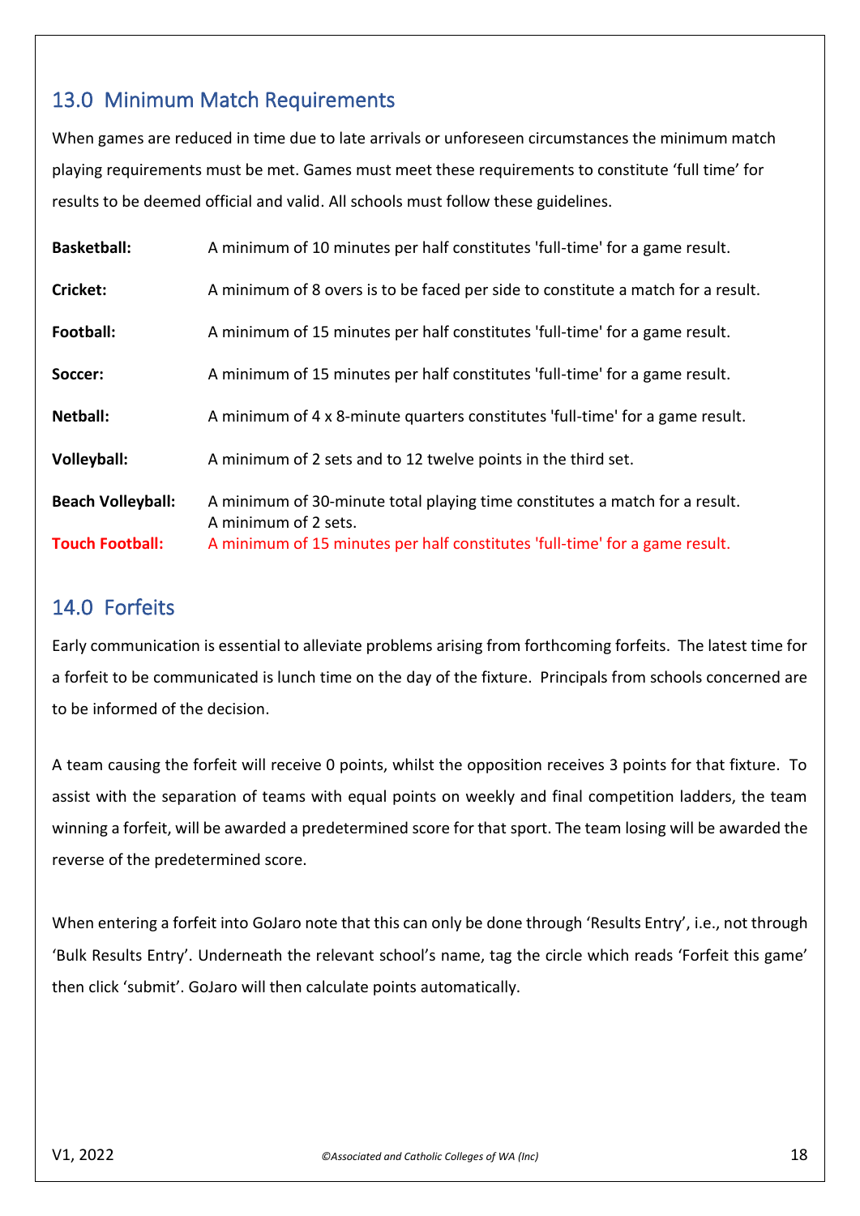## 13.0 Minimum Match Requirements

When games are reduced in time due to late arrivals or unforeseen circumstances the minimum match playing requirements must be met. Games must meet these requirements to constitute 'full time' for results to be deemed official and valid. All schools must follow these guidelines.

| | |
|---|---|
| **Basketball:** | A minimum of 10 minutes per half constitutes 'full-time' for a game result. |
| **Cricket:** | A minimum of 8 overs is to be faced per side to constitute a match for a result. |
| **Football:** | A minimum of 15 minutes per half constitutes 'full-time' for a game result. |
| **Soccer:** | A minimum of 15 minutes per half constitutes 'full-time' for a game result. |
| **Netball:** | A minimum of 4 x 8-minute quarters constitutes 'full-time' for a game result. |
| **Volleyball:** | A minimum of 2 sets and to 12 twelve points in the third set. |
| **Beach Volleyball:** | A minimum of 30-minute total playing time constitutes a match for a result. A minimum of 2 sets. |
| **Touch Football:** | A minimum of 15 minutes per half constitutes 'full-time' for a game result. |

## 14.0 Forfeits

Early communication is essential to alleviate problems arising from forthcoming forfeits. The latest time for a forfeit to be communicated is lunch time on the day of the fixture. Principals from schools concerned are to be informed of the decision.

A team causing the forfeit will receive 0 points, whilst the opposition receives 3 points for that fixture. To assist with the separation of teams with equal points on weekly and final competition ladders, the team winning a forfeit, will be awarded a predetermined score for that sport. The team losing will be awarded the reverse of the predetermined score.

When entering a forfeit into GoJaro note that this can only be done through 'Results Entry', i.e., not through 'Bulk Results Entry'. Underneath the relevant school's name, tag the circle which reads 'Forfeit this game' then click 'submit'. GoJaro will then calculate points automatically.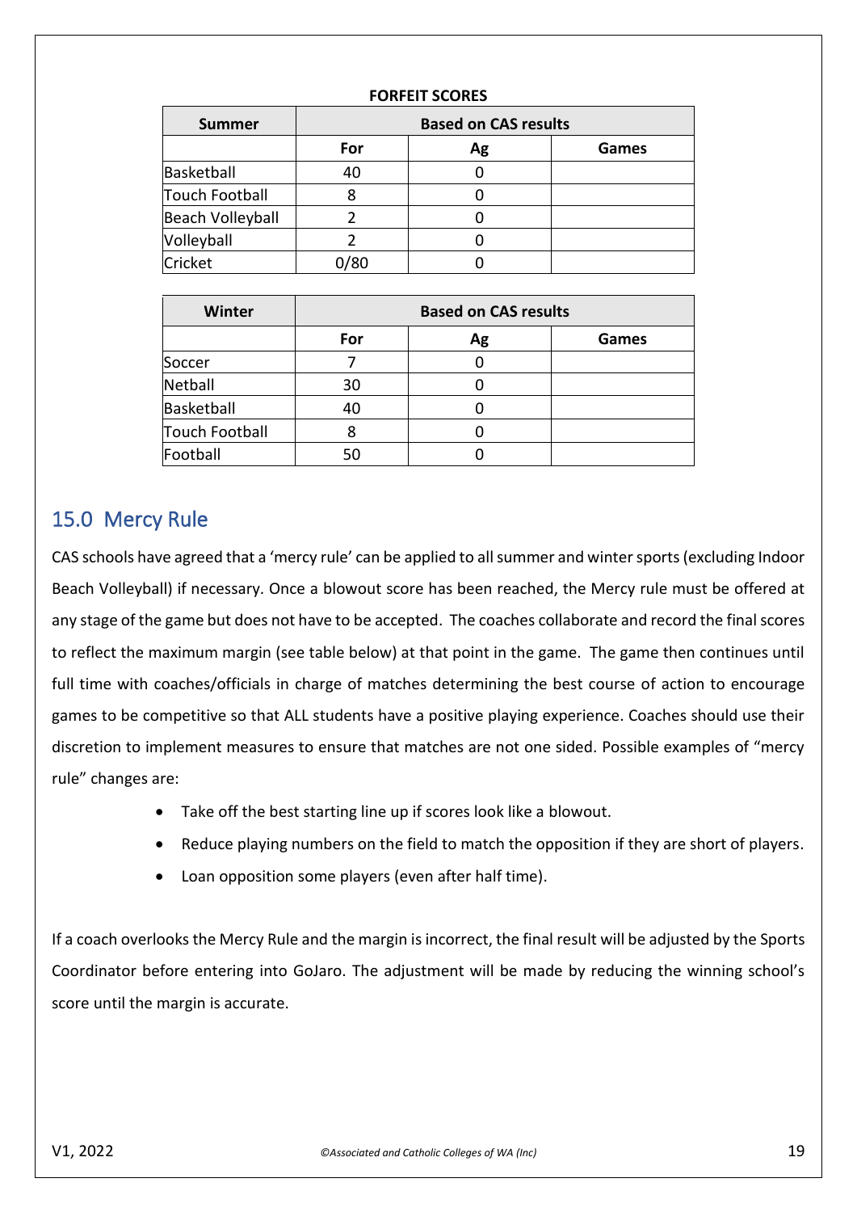**FORFEIT SCORES**

| Summer | Based on CAS results | | |
|---|---|---|---|
| | For | Ag | Games |
| Basketball | 40 | 0 | |
| Touch Football | 8 | 0 | |
| Beach Volleyball | 2 | 0 | |
| Volleyball | 2 | 0 | |
| Cricket | 0/80 | 0 | |

| Winter | Based on CAS results | | |
|---|---|---|---|
| | For | Ag | Games |
| Soccer | 7 | 0 | |
| Netball | 30 | 0 | |
| Basketball | 40 | 0 | |
| Touch Football | 8 | 0 | |
| Football | 50 | 0 | |

## 15.0 Mercy Rule

CAS schools have agreed that a 'mercy rule' can be applied to all summer and winter sports (excluding Indoor Beach Volleyball) if necessary. Once a blowout score has been reached, the Mercy rule must be offered at any stage of the game but does not have to be accepted. The coaches collaborate and record the final scores to reflect the maximum margin (see table below) at that point in the game. The game then continues until full time with coaches/officials in charge of matches determining the best course of action to encourage games to be competitive so that ALL students have a positive playing experience. Coaches should use their discretion to implement measures to ensure that matches are not one sided. Possible examples of "mercy rule" changes are:

- Take off the best starting line up if scores look like a blowout.
- Reduce playing numbers on the field to match the opposition if they are short of players.
- Loan opposition some players (even after half time).

If a coach overlooks the Mercy Rule and the margin is incorrect, the final result will be adjusted by the Sports Coordinator before entering into GoJaro. The adjustment will be made by reducing the winning school's score until the margin is accurate.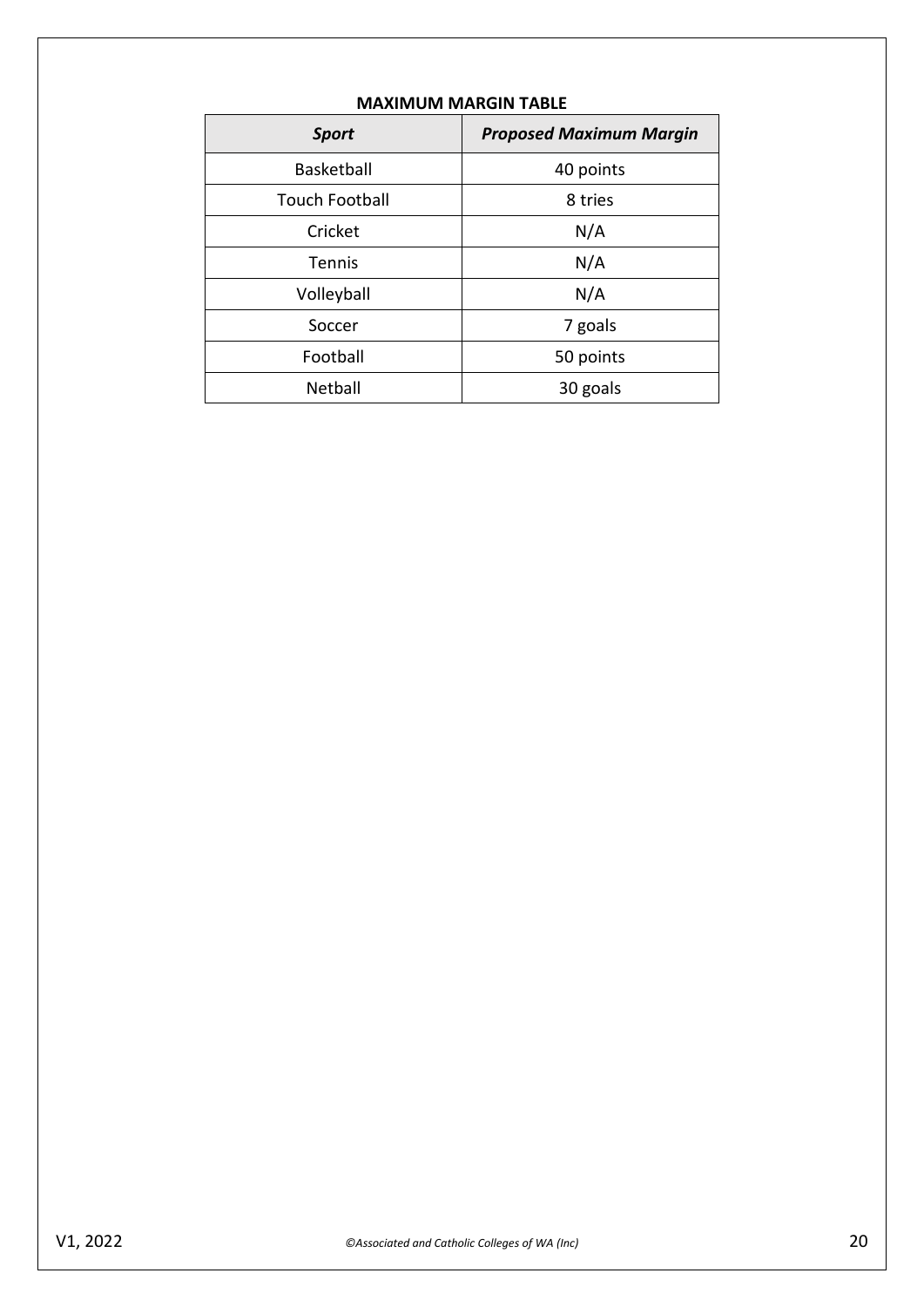**MAXIMUM MARGIN TABLE**

| *Sport* | *Proposed Maximum Margin* |
| --- | --- |
| Basketball | 40 points |
| Touch Football | 8 tries |
| Cricket | N/A |
| Tennis | N/A |
| Volleyball | N/A |
| Soccer | 7 goals |
| Football | 50 points |
| Netball | 30 goals |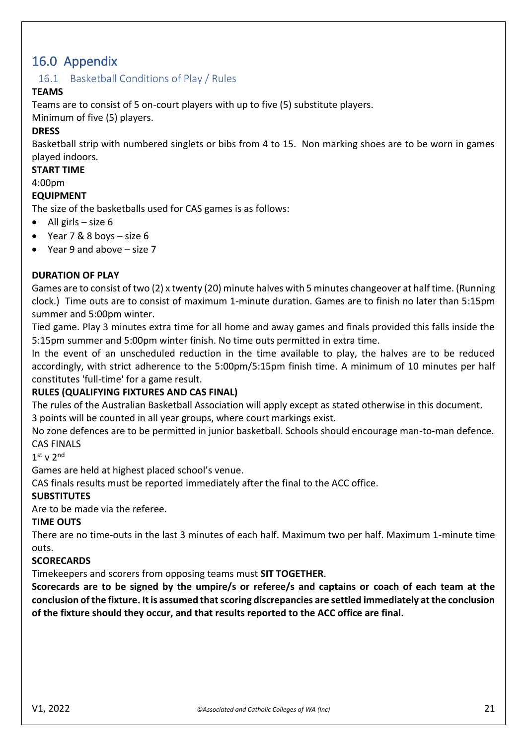# 16.0 Appendix

## 16.1 Basketball Conditions of Play / Rules

**TEAMS**

Teams are to consist of 5 on-court players with up to five (5) substitute players.
Minimum of five (5) players.

**DRESS**

Basketball strip with numbered singlets or bibs from 4 to 15. Non marking shoes are to be worn in games played indoors.

**START TIME**

4:00pm

**EQUIPMENT**

The size of the basketballs used for CAS games is as follows:

- All girls – size 6
- Year 7 & 8 boys – size 6
- Year 9 and above – size 7

**DURATION OF PLAY**

Games are to consist of two (2) x twenty (20) minute halves with 5 minutes changeover at half time. (Running clock.) Time outs are to consist of maximum 1-minute duration. Games are to finish no later than 5:15pm summer and 5:00pm winter.

Tied game. Play 3 minutes extra time for all home and away games and finals provided this falls inside the 5:15pm summer and 5:00pm winter finish. No time outs permitted in extra time.

In the event of an unscheduled reduction in the time available to play, the halves are to be reduced accordingly, with strict adherence to the 5:00pm/5:15pm finish time. A minimum of 10 minutes per half constitutes 'full-time' for a game result.

**RULES (QUALIFYING FIXTURES AND CAS FINAL)**

The rules of the Australian Basketball Association will apply except as stated otherwise in this document.
3 points will be counted in all year groups, where court markings exist.
No zone defences are to be permitted in junior basketball. Schools should encourage man-to-man defence.

CAS FINALS

1st v 2nd

Games are held at highest placed school's venue.
CAS finals results must be reported immediately after the final to the ACC office.

**SUBSTITUTES**

Are to be made via the referee.

**TIME OUTS**

There are no time-outs in the last 3 minutes of each half. Maximum two per half. Maximum 1-minute time outs.

**SCORECARDS**

Timekeepers and scorers from opposing teams must **SIT TOGETHER**.

**Scorecards are to be signed by the umpire/s or referee/s and captains or coach of each team at the conclusion of the fixture. It is assumed that scoring discrepancies are settled immediately at the conclusion of the fixture should they occur, and that results reported to the ACC office are final.**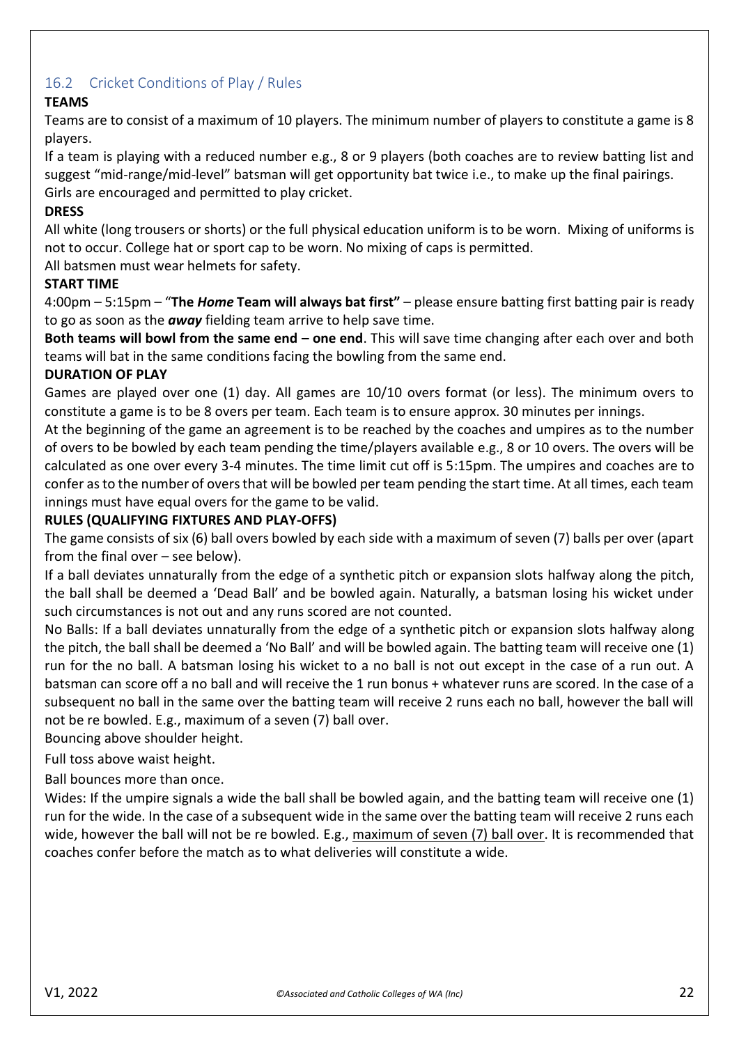## 16.2 Cricket Conditions of Play / Rules

**TEAMS**

Teams are to consist of a maximum of 10 players. The minimum number of players to constitute a game is 8 players.

If a team is playing with a reduced number e.g., 8 or 9 players (both coaches are to review batting list and suggest "mid-range/mid-level" batsman will get opportunity bat twice i.e., to make up the final pairings.

Girls are encouraged and permitted to play cricket.

**DRESS**

All white (long trousers or shorts) or the full physical education uniform is to be worn. Mixing of uniforms is not to occur. College hat or sport cap to be worn. No mixing of caps is permitted.

All batsmen must wear helmets for safety.

**START TIME**

4:00pm – 5:15pm – "**The *Home* Team will always bat first"** – please ensure batting first batting pair is ready to go as soon as the ***away*** fielding team arrive to help save time.

**Both teams will bowl from the same end – one end**. This will save time changing after each over and both teams will bat in the same conditions facing the bowling from the same end.

**DURATION OF PLAY**

Games are played over one (1) day. All games are 10/10 overs format (or less). The minimum overs to constitute a game is to be 8 overs per team. Each team is to ensure approx. 30 minutes per innings.

At the beginning of the game an agreement is to be reached by the coaches and umpires as to the number of overs to be bowled by each team pending the time/players available e.g., 8 or 10 overs. The overs will be calculated as one over every 3-4 minutes. The time limit cut off is 5:15pm. The umpires and coaches are to confer as to the number of overs that will be bowled per team pending the start time. At all times, each team innings must have equal overs for the game to be valid.

**RULES (QUALIFYING FIXTURES AND PLAY-OFFS)**

The game consists of six (6) ball overs bowled by each side with a maximum of seven (7) balls per over (apart from the final over – see below).

If a ball deviates unnaturally from the edge of a synthetic pitch or expansion slots halfway along the pitch, the ball shall be deemed a 'Dead Ball' and be bowled again. Naturally, a batsman losing his wicket under such circumstances is not out and any runs scored are not counted.

No Balls: If a ball deviates unnaturally from the edge of a synthetic pitch or expansion slots halfway along the pitch, the ball shall be deemed a 'No Ball' and will be bowled again. The batting team will receive one (1) run for the no ball. A batsman losing his wicket to a no ball is not out except in the case of a run out. A batsman can score off a no ball and will receive the 1 run bonus + whatever runs are scored. In the case of a subsequent no ball in the same over the batting team will receive 2 runs each no ball, however the ball will not be re bowled. E.g., maximum of a seven (7) ball over.

Bouncing above shoulder height.

Full toss above waist height.

Ball bounces more than once.

Wides: If the umpire signals a wide the ball shall be bowled again, and the batting team will receive one (1) run for the wide. In the case of a subsequent wide in the same over the batting team will receive 2 runs each wide, however the ball will not be re bowled. E.g., maximum of seven (7) ball over. It is recommended that coaches confer before the match as to what deliveries will constitute a wide.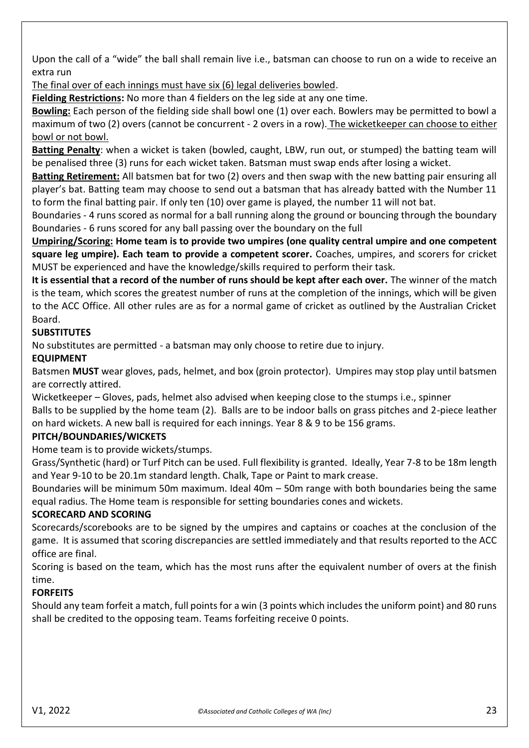Upon the call of a "wide" the ball shall remain live i.e., batsman can choose to run on a wide to receive an extra run

<u>The final over of each innings must have six (6) legal deliveries bowled</u>.

**<u>Fielding Restrictions</u>:** No more than 4 fielders on the leg side at any one time.

**<u>Bowling:</u>** Each person of the fielding side shall bowl one (1) over each. Bowlers may be permitted to bowl a maximum of two (2) overs (cannot be concurrent - 2 overs in a row). <u>The wicketkeeper can choose to either bowl or not bowl.</u>

**<u>Batting Penalty</u>**: when a wicket is taken (bowled, caught, LBW, run out, or stumped) the batting team will be penalised three (3) runs for each wicket taken. Batsman must swap ends after losing a wicket.

**<u>Batting Retirement:</u>** All batsmen bat for two (2) overs and then swap with the new batting pair ensuring all player's bat. Batting team may choose to send out a batsman that has already batted with the Number 11 to form the final batting pair. If only ten (10) over game is played, the number 11 will not bat.

Boundaries - 4 runs scored as normal for a ball running along the ground or bouncing through the boundary
Boundaries - 6 runs scored for any ball passing over the boundary on the full

**<u>Umpiring/Scoring:</u> Home team is to provide two umpires (one quality central umpire and one competent square leg umpire). Each team to provide a competent scorer.** Coaches, umpires, and scorers for cricket MUST be experienced and have the knowledge/skills required to perform their task.

**It is essential that a record of the number of runs should be kept after each over.** The winner of the match is the team, which scores the greatest number of runs at the completion of the innings, which will be given to the ACC Office. All other rules are as for a normal game of cricket as outlined by the Australian Cricket Board.

**SUBSTITUTES**

No substitutes are permitted - a batsman may only choose to retire due to injury.

**EQUIPMENT**

Batsmen **MUST** wear gloves, pads, helmet, and box (groin protector). Umpires may stop play until batsmen are correctly attired.

Wicketkeeper – Gloves, pads, helmet also advised when keeping close to the stumps i.e., spinner

Balls to be supplied by the home team (2). Balls are to be indoor balls on grass pitches and 2-piece leather on hard wickets. A new ball is required for each innings. Year 8 & 9 to be 156 grams.

**PITCH/BOUNDARIES/WICKETS**

Home team is to provide wickets/stumps.

Grass/Synthetic (hard) or Turf Pitch can be used. Full flexibility is granted. Ideally, Year 7-8 to be 18m length and Year 9-10 to be 20.1m standard length. Chalk, Tape or Paint to mark crease.

Boundaries will be minimum 50m maximum. Ideal 40m – 50m range with both boundaries being the same equal radius. The Home team is responsible for setting boundaries cones and wickets.

**SCORECARD AND SCORING**

Scorecards/scorebooks are to be signed by the umpires and captains or coaches at the conclusion of the game. It is assumed that scoring discrepancies are settled immediately and that results reported to the ACC office are final.

Scoring is based on the team, which has the most runs after the equivalent number of overs at the finish time.

**FORFEITS**

Should any team forfeit a match, full points for a win (3 points which includes the uniform point) and 80 runs shall be credited to the opposing team. Teams forfeiting receive 0 points.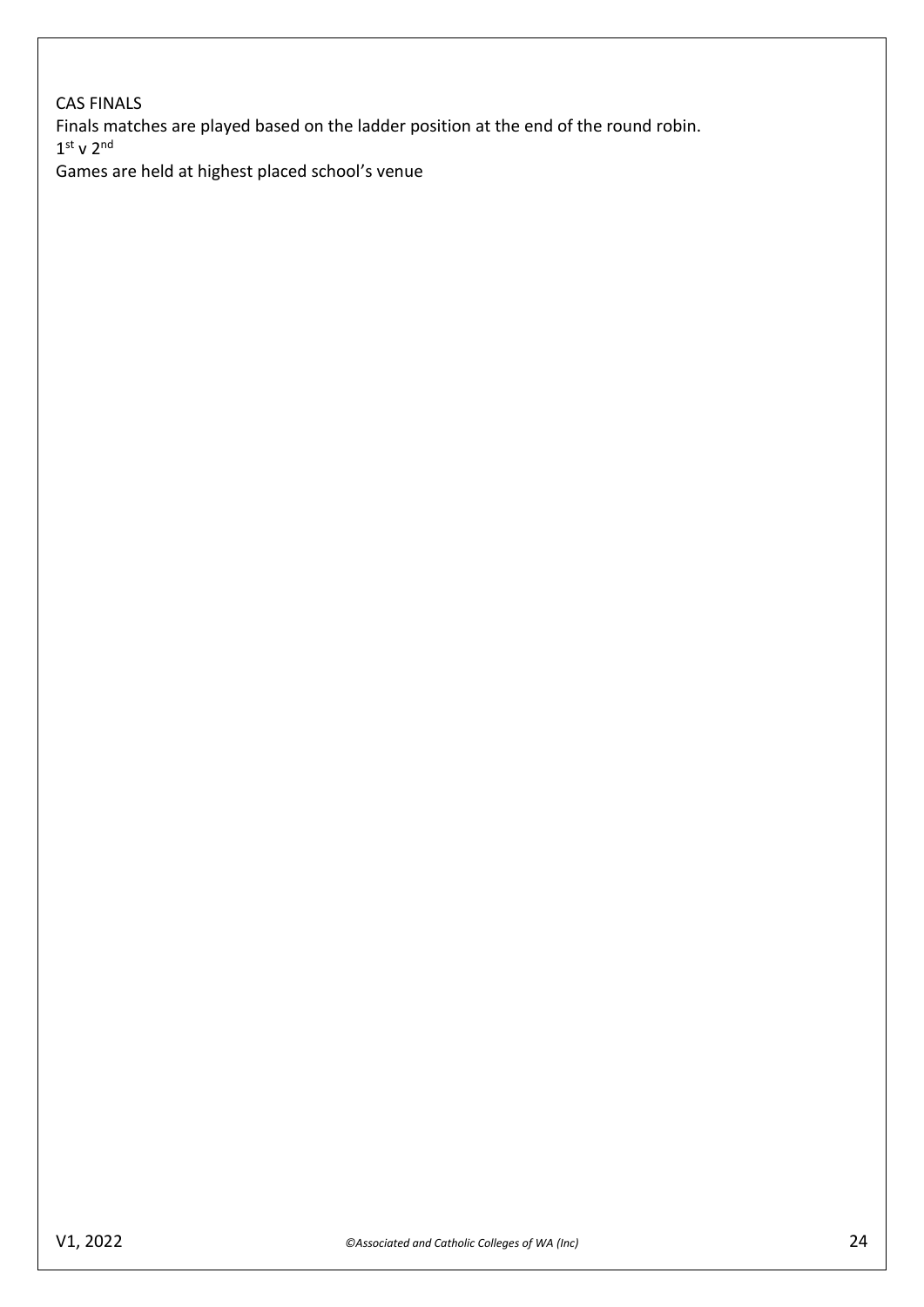CAS FINALS

Finals matches are played based on the ladder position at the end of the round robin.

1st v 2nd

Games are held at highest placed school's venue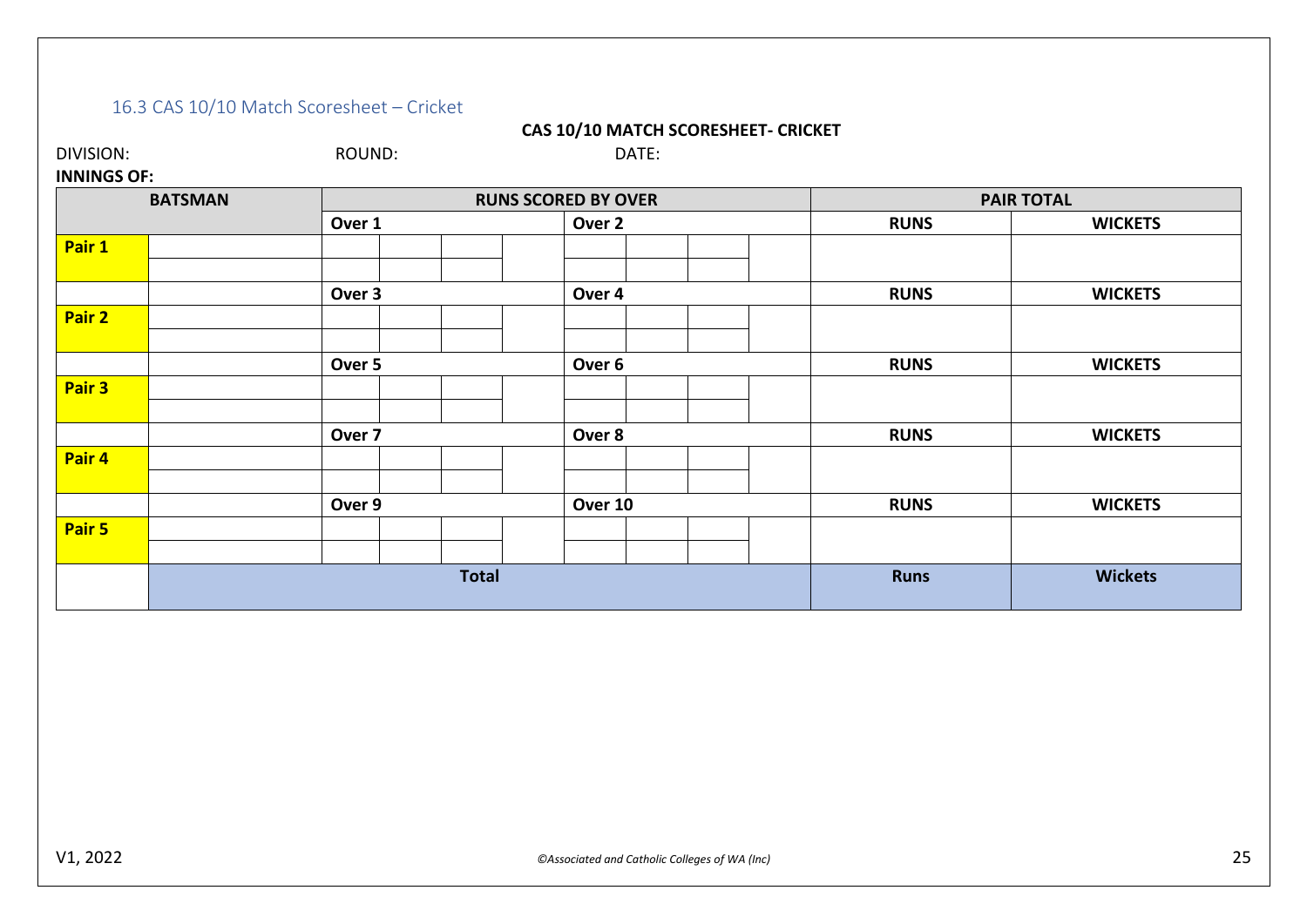### 16.3 CAS 10/10 Match Scoresheet – Cricket

**CAS 10/10 MATCH SCORESHEET- CRICKET**

DIVISION: ROUND: DATE:

**INNINGS OF:**

| **BATSMAN** | | **RUNS SCORED BY OVER** | | | | | | | | **PAIR TOTAL** | |
|---|---|---|---|---|---|---|---|---|---|---|---|
| | | **Over 1** | | | | **Over 2** | | | | **RUNS** | **WICKETS** |
| **Pair 1** | | | | | | | | | | | |
| | | | | | | | | | | | |
| | | **Over 3** | | | | **Over 4** | | | | **RUNS** | **WICKETS** |
| **Pair 2** | | | | | | | | | | | |
| | | | | | | | | | | | |
| | | **Over 5** | | | | **Over 6** | | | | **RUNS** | **WICKETS** |
| **Pair 3** | | | | | | | | | | | |
| | | | | | | | | | | | |
| | | **Over 7** | | | | **Over 8** | | | | **RUNS** | **WICKETS** |
| **Pair 4** | | | | | | | | | | | |
| | | | | | | | | | | | |
| | | **Over 9** | | | | **Over 10** | | | | **RUNS** | **WICKETS** |
| **Pair 5** | | | | | | | | | | | |
| | | | | | | | | | | | |
| | **Total** | | | | | | | | | **Runs** | **Wickets** |

V1, 2022

*©Associated and Catholic Colleges of WA (Inc)*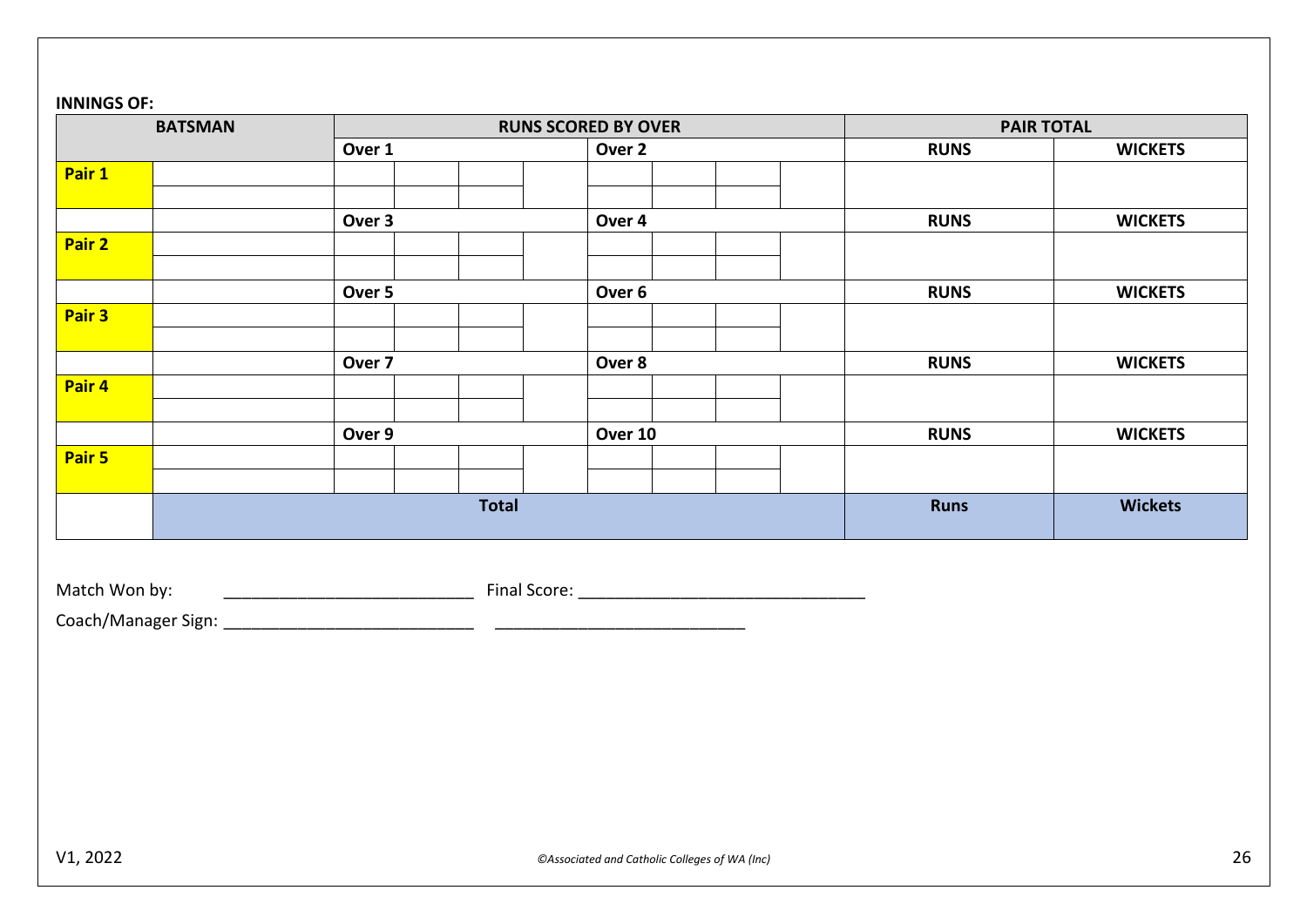**INNINGS OF:**

| BATSMAN | | RUNS SCORED BY OVER | | | | | | | | PAIR TOTAL | |
|---|---|---|---|---|---|---|---|---|---|---|---|
| | | Over 1 | | | | Over 2 | | | | RUNS | WICKETS |
| **Pair 1** | | | | | | | | | | | |
| | | | | | | | | | | | |
| | | Over 3 | | | | Over 4 | | | | RUNS | WICKETS |
| **Pair 2** | | | | | | | | | | | |
| | | | | | | | | | | | |
| | | Over 5 | | | | Over 6 | | | | RUNS | WICKETS |
| **Pair 3** | | | | | | | | | | | |
| | | | | | | | | | | | |
| | | Over 7 | | | | Over 8 | | | | RUNS | WICKETS |
| **Pair 4** | | | | | | | | | | | |
| | | | | | | | | | | | |
| | | Over 9 | | | | Over 10 | | | | RUNS | WICKETS |
| **Pair 5** | | | | | | | | | | | |
| | | | | | | | | | | | |
| | **Total** | | | | | | | | | **Runs** | **Wickets** |

Match Won by: ___________________________ Final Score: _______________________________

Coach/Manager Sign: ___________________________ ___________________________

V1, 2022

*©Associated and Catholic Colleges of WA (Inc)*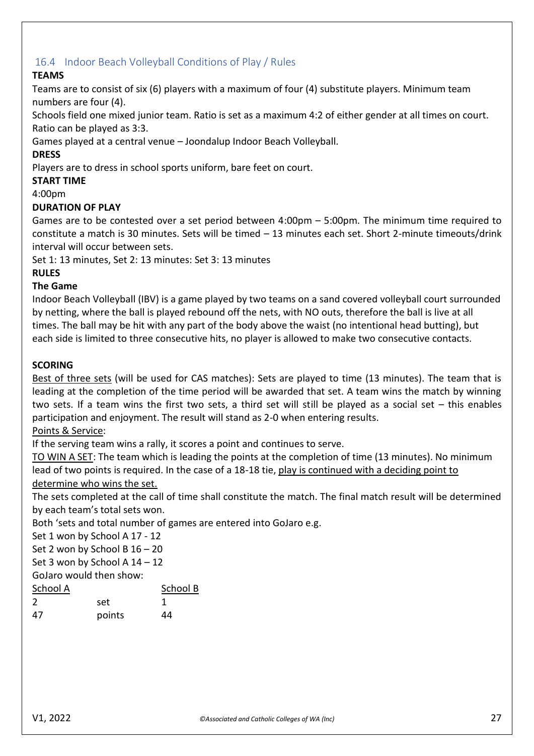## 16.4 Indoor Beach Volleyball Conditions of Play / Rules

**TEAMS**

Teams are to consist of six (6) players with a maximum of four (4) substitute players. Minimum team numbers are four (4).

Schools field one mixed junior team. Ratio is set as a maximum 4:2 of either gender at all times on court. Ratio can be played as 3:3.

Games played at a central venue – Joondalup Indoor Beach Volleyball.

**DRESS**

Players are to dress in school sports uniform, bare feet on court.

**START TIME**

4:00pm

**DURATION OF PLAY**

Games are to be contested over a set period between 4:00pm – 5:00pm. The minimum time required to constitute a match is 30 minutes. Sets will be timed – 13 minutes each set. Short 2-minute timeouts/drink interval will occur between sets.

Set 1: 13 minutes, Set 2: 13 minutes: Set 3: 13 minutes

**RULES**

**The Game**

Indoor Beach Volleyball (IBV) is a game played by two teams on a sand covered volleyball court surrounded by netting, where the ball is played rebound off the nets, with NO outs, therefore the ball is live at all times. The ball may be hit with any part of the body above the waist (no intentional head butting), but each side is limited to three consecutive hits, no player is allowed to make two consecutive contacts.

**SCORING**

Best of three sets (will be used for CAS matches): Sets are played to time (13 minutes). The team that is leading at the completion of the time period will be awarded that set. A team wins the match by winning two sets. If a team wins the first two sets, a third set will still be played as a social set – this enables participation and enjoyment. The result will stand as 2-0 when entering results.

Points & Service:

If the serving team wins a rally, it scores a point and continues to serve.

TO WIN A SET: The team which is leading the points at the completion of time (13 minutes). No minimum lead of two points is required. In the case of a 18-18 tie, play is continued with a deciding point to determine who wins the set.

The sets completed at the call of time shall constitute the match. The final match result will be determined by each team's total sets won.

Both 'sets and total number of games are entered into GoJaro e.g.

Set 1 won by School A 17 - 12

Set 2 won by School B 16 – 20

Set 3 won by School A 14 – 12

GoJaro would then show:

| School A | | School B |
|---|---|---|
| 2 | set | 1 |
| 47 | points | 44 |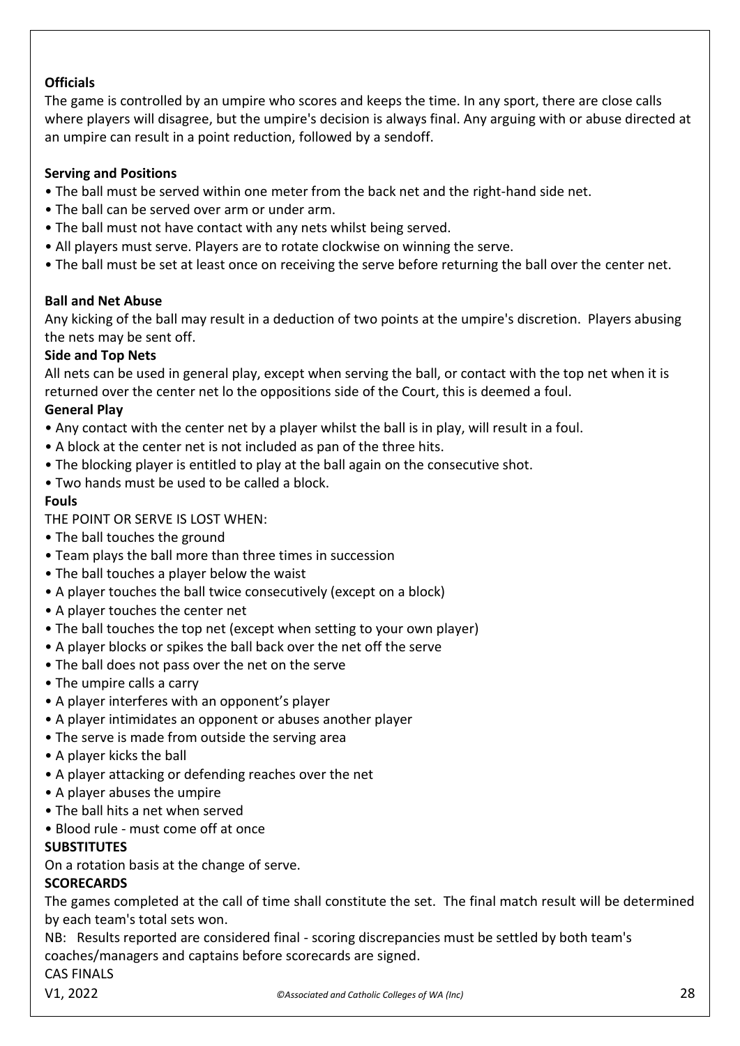**Officials**

The game is controlled by an umpire who scores and keeps the time. In any sport, there are close calls where players will disagree, but the umpire's decision is always final. Any arguing with or abuse directed at an umpire can result in a point reduction, followed by a sendoff.

**Serving and Positions**

- The ball must be served within one meter from the back net and the right-hand side net.
- The ball can be served over arm or under arm.
- The ball must not have contact with any nets whilst being served.
- All players must serve. Players are to rotate clockwise on winning the serve.
- The ball must be set at least once on receiving the serve before returning the ball over the center net.

**Ball and Net Abuse**

Any kicking of the ball may result in a deduction of two points at the umpire's discretion. Players abusing the nets may be sent off.

**Side and Top Nets**

All nets can be used in general play, except when serving the ball, or contact with the top net when it is returned over the center net lo the oppositions side of the Court, this is deemed a foul.

**General Play**

- Any contact with the center net by a player whilst the ball is in play, will result in a foul.
- A block at the center net is not included as pan of the three hits.
- The blocking player is entitled to play at the ball again on the consecutive shot.
- Two hands must be used to be called a block.

**Fouls**

THE POINT OR SERVE IS LOST WHEN:

- The ball touches the ground
- Team plays the ball more than three times in succession
- The ball touches a player below the waist
- A player touches the ball twice consecutively (except on a block)
- A player touches the center net
- The ball touches the top net (except when setting to your own player)
- A player blocks or spikes the ball back over the net off the serve
- The ball does not pass over the net on the serve
- The umpire calls a carry
- A player interferes with an opponent's player
- A player intimidates an opponent or abuses another player
- The serve is made from outside the serving area
- A player kicks the ball
- A player attacking or defending reaches over the net
- A player abuses the umpire
- The ball hits a net when served
- Blood rule - must come off at once

**SUBSTITUTES**

On a rotation basis at the change of serve.

**SCORECARDS**

The games completed at the call of time shall constitute the set. The final match result will be determined by each team's total sets won.

NB: Results reported are considered final - scoring discrepancies must be settled by both team's coaches/managers and captains before scorecards are signed.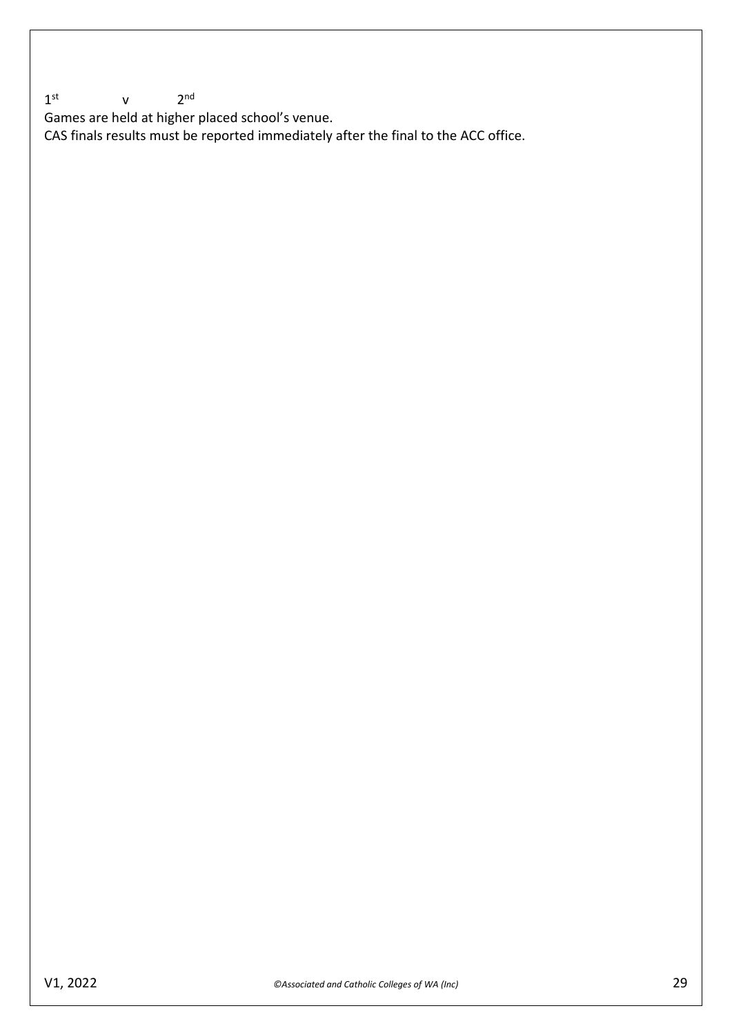1st v 2nd

Games are held at higher placed school's venue.

CAS finals results must be reported immediately after the final to the ACC office.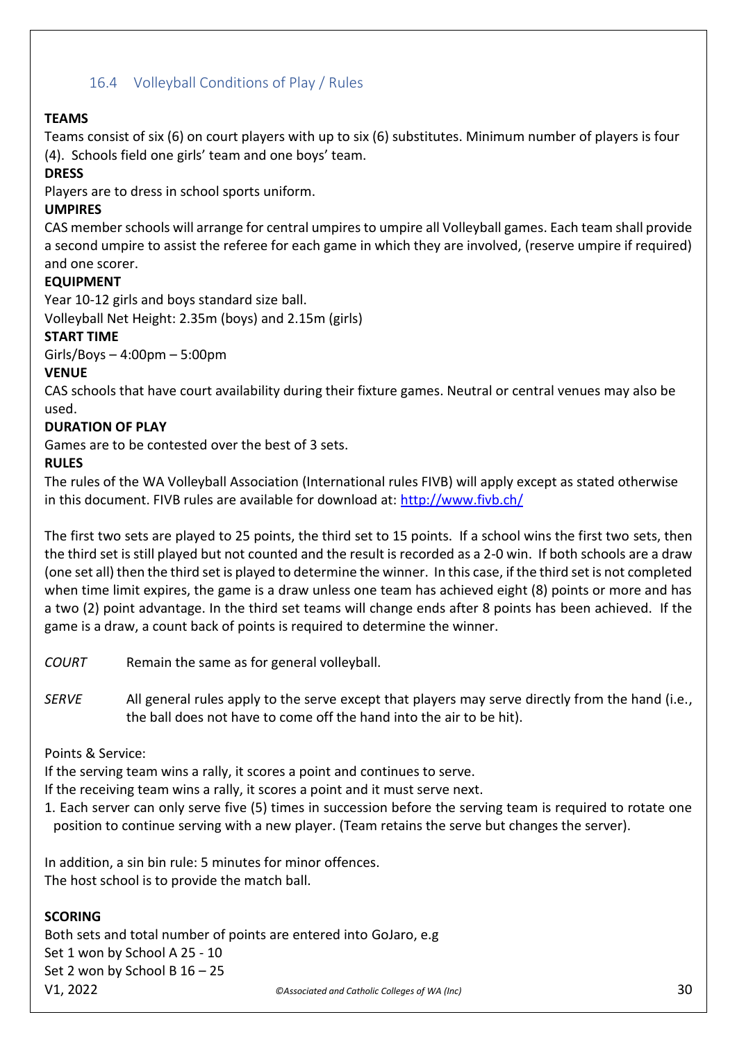## 16.4 Volleyball Conditions of Play / Rules

**TEAMS**

Teams consist of six (6) on court players with up to six (6) substitutes. Minimum number of players is four (4). Schools field one girls' team and one boys' team.

**DRESS**

Players are to dress in school sports uniform.

**UMPIRES**

CAS member schools will arrange for central umpires to umpire all Volleyball games. Each team shall provide a second umpire to assist the referee for each game in which they are involved, (reserve umpire if required) and one scorer.

**EQUIPMENT**

Year 10-12 girls and boys standard size ball.

Volleyball Net Height: 2.35m (boys) and 2.15m (girls)

**START TIME**

Girls/Boys – 4:00pm – 5:00pm

**VENUE**

CAS schools that have court availability during their fixture games. Neutral or central venues may also be used.

**DURATION OF PLAY**

Games are to be contested over the best of 3 sets.

**RULES**

The rules of the WA Volleyball Association (International rules FIVB) will apply except as stated otherwise in this document. FIVB rules are available for download at: http://www.fivb.ch/

The first two sets are played to 25 points, the third set to 15 points. If a school wins the first two sets, then the third set is still played but not counted and the result is recorded as a 2-0 win. If both schools are a draw (one set all) then the third set is played to determine the winner. In this case, if the third set is not completed when time limit expires, the game is a draw unless one team has achieved eight (8) points or more and has a two (2) point advantage. In the third set teams will change ends after 8 points has been achieved. If the game is a draw, a count back of points is required to determine the winner.

*COURT* Remain the same as for general volleyball.

*SERVE* All general rules apply to the serve except that players may serve directly from the hand (i.e., the ball does not have to come off the hand into the air to be hit).

Points & Service:

If the serving team wins a rally, it scores a point and continues to serve.

If the receiving team wins a rally, it scores a point and it must serve next.

1. Each server can only serve five (5) times in succession before the serving team is required to rotate one position to continue serving with a new player. (Team retains the serve but changes the server).

In addition, a sin bin rule: 5 minutes for minor offences.

The host school is to provide the match ball.

**SCORING**

Both sets and total number of points are entered into GoJaro, e.g

Set 1 won by School A 25 - 10

Set 2 won by School B 16 – 25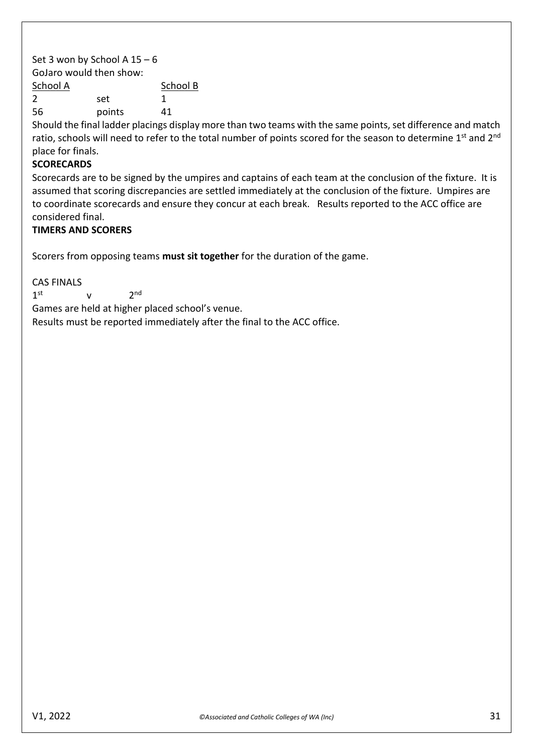Set 3 won by School A 15 – 6

GoJaro would then show:

| School A | | School B |
|---|---|---|
| 2 | set | 1 |
| 56 | points | 41 |

Should the final ladder placings display more than two teams with the same points, set difference and match ratio, schools will need to refer to the total number of points scored for the season to determine 1st and 2nd place for finals.

**SCORECARDS**

Scorecards are to be signed by the umpires and captains of each team at the conclusion of the fixture. It is assumed that scoring discrepancies are settled immediately at the conclusion of the fixture. Umpires are to coordinate scorecards and ensure they concur at each break. Results reported to the ACC office are considered final.

**TIMERS AND SCORERS**

Scorers from opposing teams **must sit together** for the duration of the game.

CAS FINALS

1st v 2nd

Games are held at higher placed school's venue.

Results must be reported immediately after the final to the ACC office.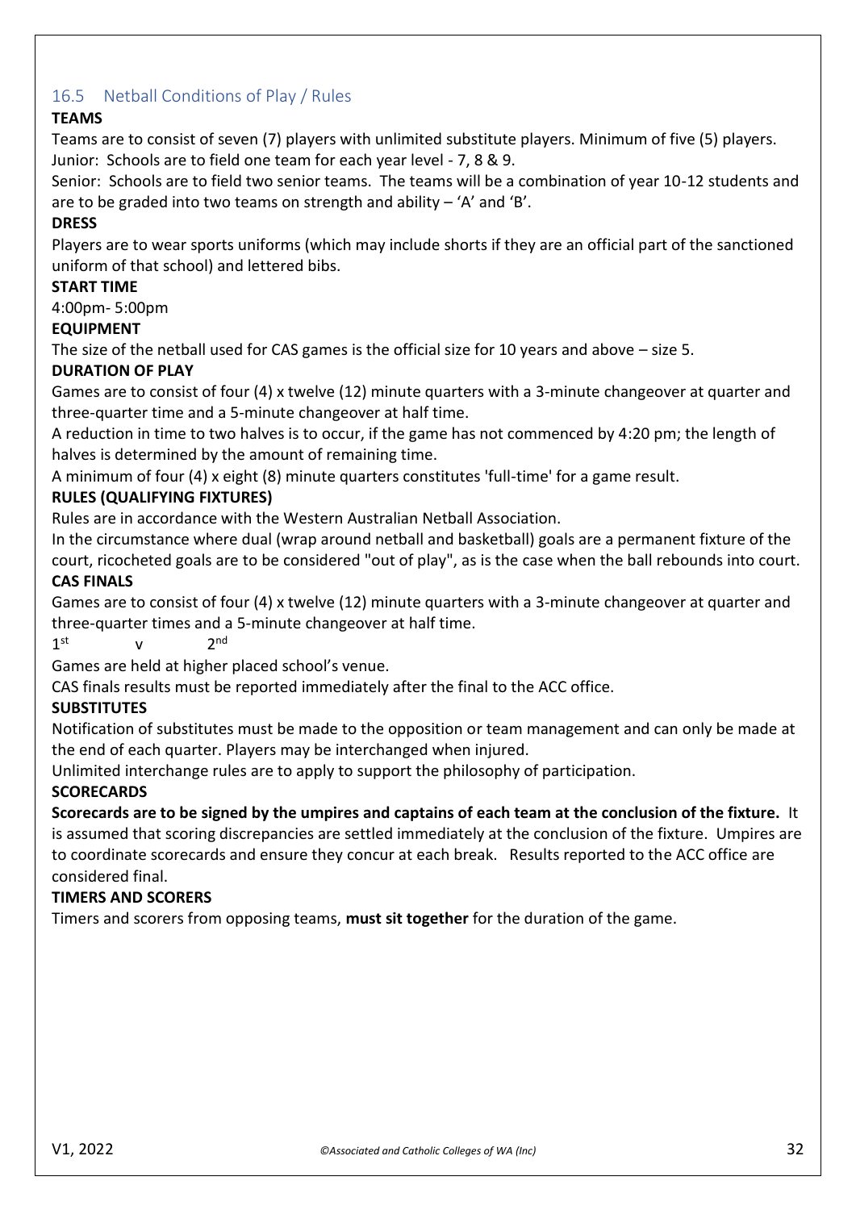## 16.5 Netball Conditions of Play / Rules

**TEAMS**

Teams are to consist of seven (7) players with unlimited substitute players. Minimum of five (5) players.
Junior: Schools are to field one team for each year level - 7, 8 & 9.
Senior: Schools are to field two senior teams. The teams will be a combination of year 10-12 students and are to be graded into two teams on strength and ability – 'A' and 'B'.

**DRESS**

Players are to wear sports uniforms (which may include shorts if they are an official part of the sanctioned uniform of that school) and lettered bibs.

**START TIME**

4:00pm- 5:00pm

**EQUIPMENT**

The size of the netball used for CAS games is the official size for 10 years and above – size 5.

**DURATION OF PLAY**

Games are to consist of four (4) x twelve (12) minute quarters with a 3-minute changeover at quarter and three-quarter time and a 5-minute changeover at half time.
A reduction in time to two halves is to occur, if the game has not commenced by 4:20 pm; the length of halves is determined by the amount of remaining time.
A minimum of four (4) x eight (8) minute quarters constitutes 'full-time' for a game result.

**RULES (QUALIFYING FIXTURES)**

Rules are in accordance with the Western Australian Netball Association.
In the circumstance where dual (wrap around netball and basketball) goals are a permanent fixture of the court, ricocheted goals are to be considered "out of play", as is the case when the ball rebounds into court.

**CAS FINALS**

Games are to consist of four (4) x twelve (12) minute quarters with a 3-minute changeover at quarter and three-quarter times and a 5-minute changeover at half time.

1st v 2nd

Games are held at higher placed school's venue.
CAS finals results must be reported immediately after the final to the ACC office.

**SUBSTITUTES**

Notification of substitutes must be made to the opposition or team management and can only be made at the end of each quarter. Players may be interchanged when injured.
Unlimited interchange rules are to apply to support the philosophy of participation.

**SCORECARDS**

**Scorecards are to be signed by the umpires and captains of each team at the conclusion of the fixture.** It is assumed that scoring discrepancies are settled immediately at the conclusion of the fixture. Umpires are to coordinate scorecards and ensure they concur at each break. Results reported to the ACC office are considered final.

**TIMERS AND SCORERS**

Timers and scorers from opposing teams, **must sit together** for the duration of the game.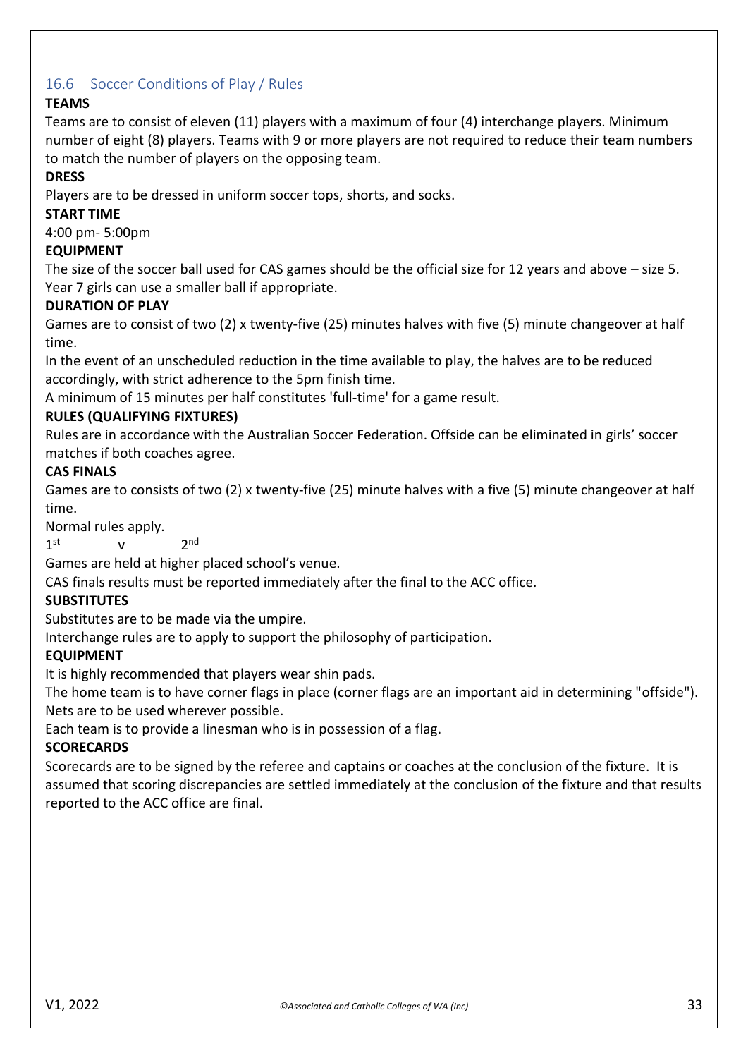## 16.6 Soccer Conditions of Play / Rules

**TEAMS**

Teams are to consist of eleven (11) players with a maximum of four (4) interchange players. Minimum number of eight (8) players. Teams with 9 or more players are not required to reduce their team numbers to match the number of players on the opposing team.

**DRESS**

Players are to be dressed in uniform soccer tops, shorts, and socks.

**START TIME**

4:00 pm- 5:00pm

**EQUIPMENT**

The size of the soccer ball used for CAS games should be the official size for 12 years and above – size 5. Year 7 girls can use a smaller ball if appropriate.

**DURATION OF PLAY**

Games are to consist of two (2) x twenty-five (25) minutes halves with five (5) minute changeover at half time.

In the event of an unscheduled reduction in the time available to play, the halves are to be reduced accordingly, with strict adherence to the 5pm finish time.

A minimum of 15 minutes per half constitutes 'full-time' for a game result.

**RULES (QUALIFYING FIXTURES)**

Rules are in accordance with the Australian Soccer Federation. Offside can be eliminated in girls' soccer matches if both coaches agree.

**CAS FINALS**

Games are to consists of two (2) x twenty-five (25) minute halves with a five (5) minute changeover at half time.

Normal rules apply.

1st v 2nd

Games are held at higher placed school's venue.

CAS finals results must be reported immediately after the final to the ACC office.

**SUBSTITUTES**

Substitutes are to be made via the umpire.

Interchange rules are to apply to support the philosophy of participation.

**EQUIPMENT**

It is highly recommended that players wear shin pads.

The home team is to have corner flags in place (corner flags are an important aid in determining "offside").

Nets are to be used wherever possible.

Each team is to provide a linesman who is in possession of a flag.

**SCORECARDS**

Scorecards are to be signed by the referee and captains or coaches at the conclusion of the fixture. It is assumed that scoring discrepancies are settled immediately at the conclusion of the fixture and that results reported to the ACC office are final.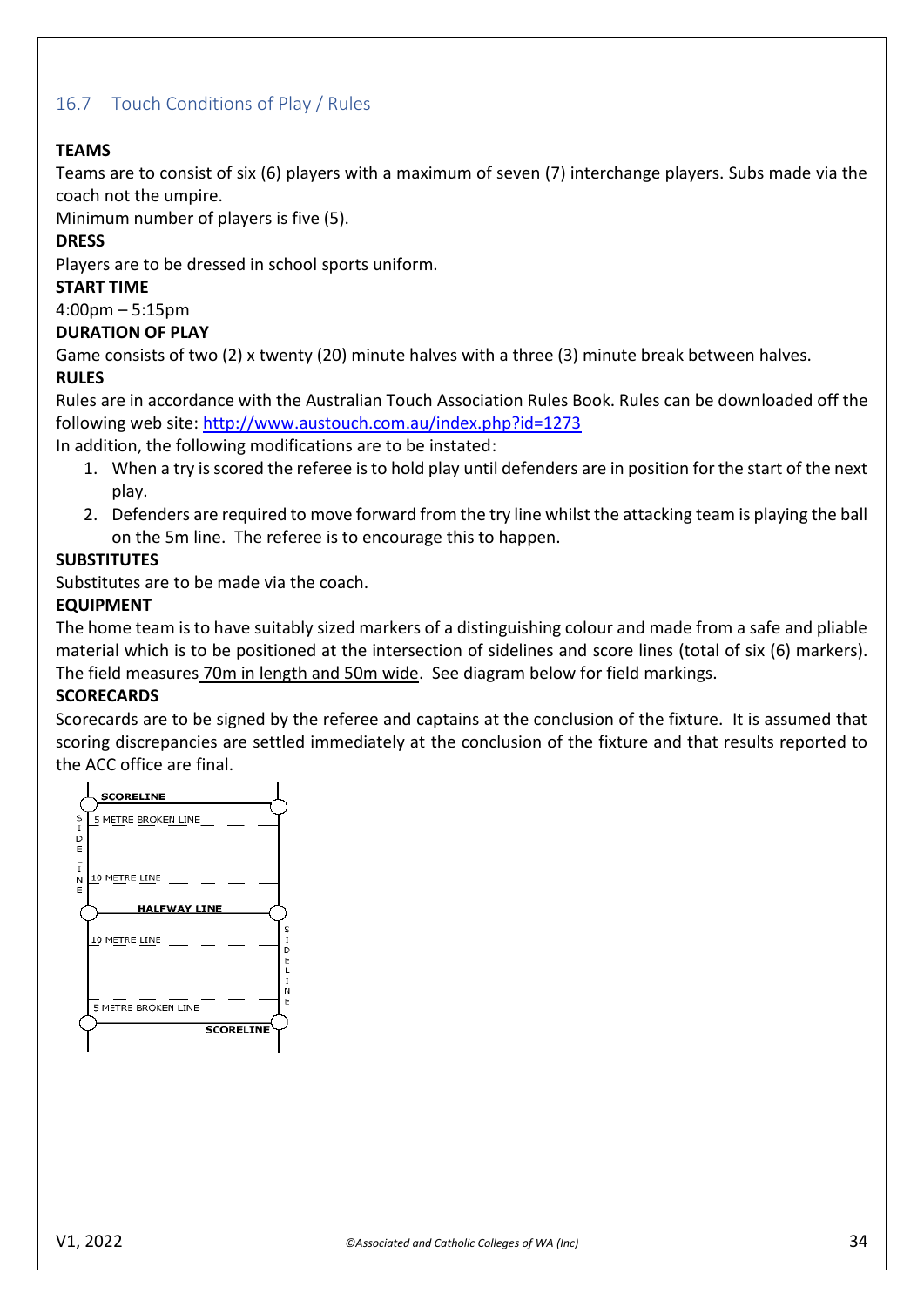## 16.7 Touch Conditions of Play / Rules

**TEAMS**

Teams are to consist of six (6) players with a maximum of seven (7) interchange players. Subs made via the coach not the umpire.

Minimum number of players is five (5).

**DRESS**

Players are to be dressed in school sports uniform.

**START TIME**

4:00pm – 5:15pm

**DURATION OF PLAY**

Game consists of two (2) x twenty (20) minute halves with a three (3) minute break between halves.

**RULES**

Rules are in accordance with the Australian Touch Association Rules Book. Rules can be downloaded off the following web site: http://www.austouch.com.au/index.php?id=1273

In addition, the following modifications are to be instated:

1. When a try is scored the referee is to hold play until defenders are in position for the start of the next play.
2. Defenders are required to move forward from the try line whilst the attacking team is playing the ball on the 5m line. The referee is to encourage this to happen.

**SUBSTITUTES**

Substitutes are to be made via the coach.

**EQUIPMENT**

The home team is to have suitably sized markers of a distinguishing colour and made from a safe and pliable material which is to be positioned at the intersection of sidelines and score lines (total of six (6) markers). The field measures 70m in length and 50m wide. See diagram below for field markings.

**SCORECARDS**

Scorecards are to be signed by the referee and captains at the conclusion of the fixture. It is assumed that scoring discrepancies are settled immediately at the conclusion of the fixture and that results reported to the ACC office are final.

SCORELINE

5 METRE BROKEN LINE

SIDELINE

10 METRE LINE

HALFWAY LINE

10 METRE LINE

SIDELINE

5 METRE BROKEN LINE

SCORELINE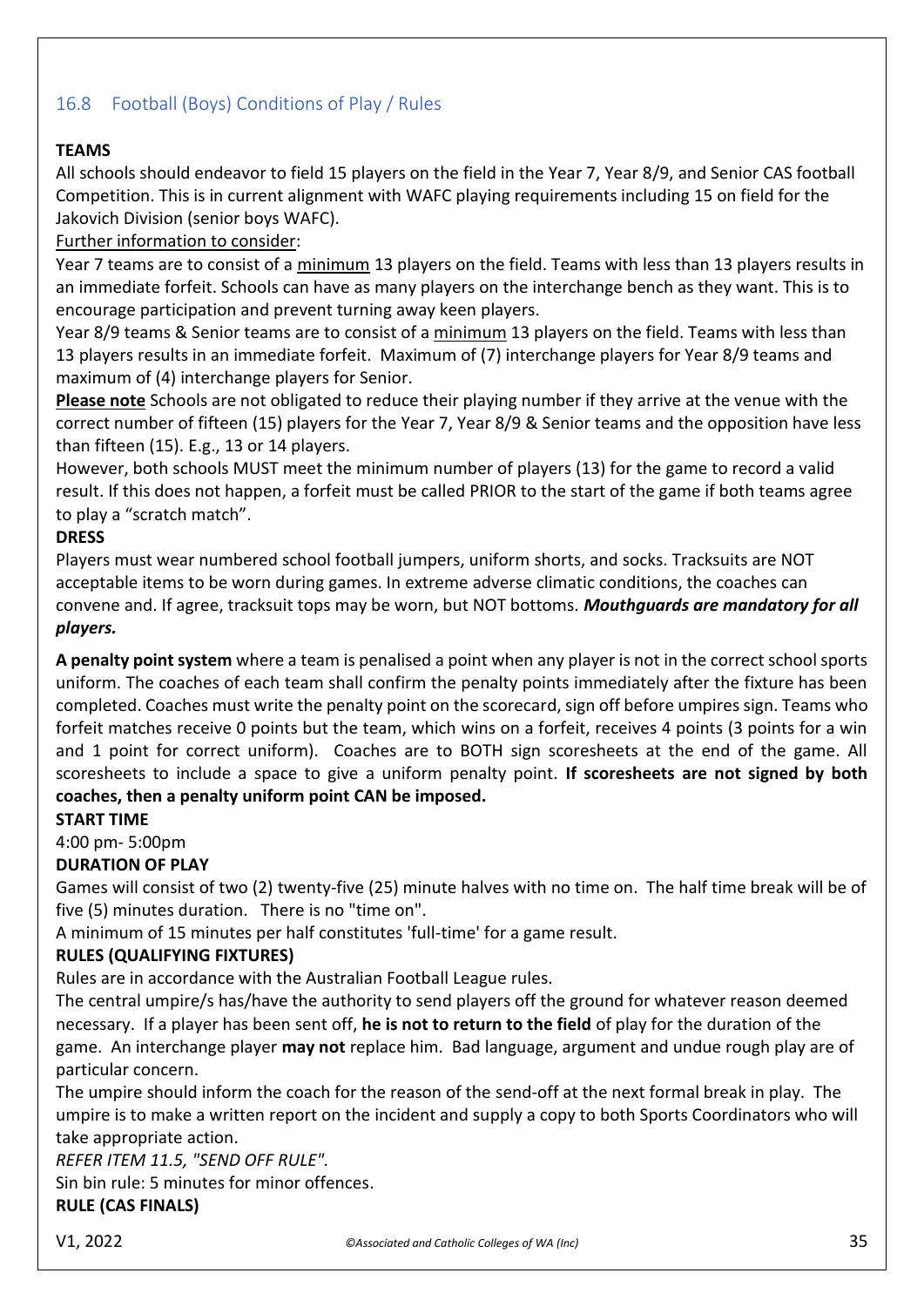## 16.8 Football (Boys) Conditions of Play / Rules

**TEAMS**

All schools should endeavor to field 15 players on the field in the Year 7, Year 8/9, and Senior CAS football Competition. This is in current alignment with WAFC playing requirements including 15 on field for the Jakovich Division (senior boys WAFC).

<u>Further information to consider</u>:

Year 7 teams are to consist of a <u>minimum</u> 13 players on the field. Teams with less than 13 players results in an immediate forfeit. Schools can have as many players on the interchange bench as they want. This is to encourage participation and prevent turning away keen players.

Year 8/9 teams & Senior teams are to consist of a <u>minimum</u> 13 players on the field. Teams with less than 13 players results in an immediate forfeit. Maximum of (7) interchange players for Year 8/9 teams and maximum of (4) interchange players for Senior.

**<u>Please note</u>** Schools are not obligated to reduce their playing number if they arrive at the venue with the correct number of fifteen (15) players for the Year 7, Year 8/9 & Senior teams and the opposition have less than fifteen (15). E.g., 13 or 14 players.

However, both schools MUST meet the minimum number of players (13) for the game to record a valid result. If this does not happen, a forfeit must be called PRIOR to the start of the game if both teams agree to play a "scratch match".

**DRESS**

Players must wear numbered school football jumpers, uniform shorts, and socks. Tracksuits are NOT acceptable items to be worn during games. In extreme adverse climatic conditions, the coaches can convene and. If agree, tracksuit tops may be worn, but NOT bottoms. ***Mouthguards are mandatory for all players.***

**A penalty point system** where a team is penalised a point when any player is not in the correct school sports uniform. The coaches of each team shall confirm the penalty points immediately after the fixture has been completed. Coaches must write the penalty point on the scorecard, sign off before umpires sign. Teams who forfeit matches receive 0 points but the team, which wins on a forfeit, receives 4 points (3 points for a win and 1 point for correct uniform). Coaches are to BOTH sign scoresheets at the end of the game. All scoresheets to include a space to give a uniform penalty point. **If scoresheets are not signed by both coaches, then a penalty uniform point CAN be imposed.**

**START TIME**

4:00 pm- 5:00pm

**DURATION OF PLAY**

Games will consist of two (2) twenty-five (25) minute halves with no time on. The half time break will be of five (5) minutes duration. There is no "time on".

A minimum of 15 minutes per half constitutes 'full-time' for a game result.

**RULES (QUALIFYING FIXTURES)**

Rules are in accordance with the Australian Football League rules.

The central umpire/s has/have the authority to send players off the ground for whatever reason deemed necessary. If a player has been sent off, **he is not to return to the field** of play for the duration of the game. An interchange player **may not** replace him. Bad language, argument and undue rough play are of particular concern.

The umpire should inform the coach for the reason of the send-off at the next formal break in play. The umpire is to make a written report on the incident and supply a copy to both Sports Coordinators who will take appropriate action.

*REFER ITEM 11.5, "SEND OFF RULE".*

Sin bin rule: 5 minutes for minor offences.

**RULE (CAS FINALS)**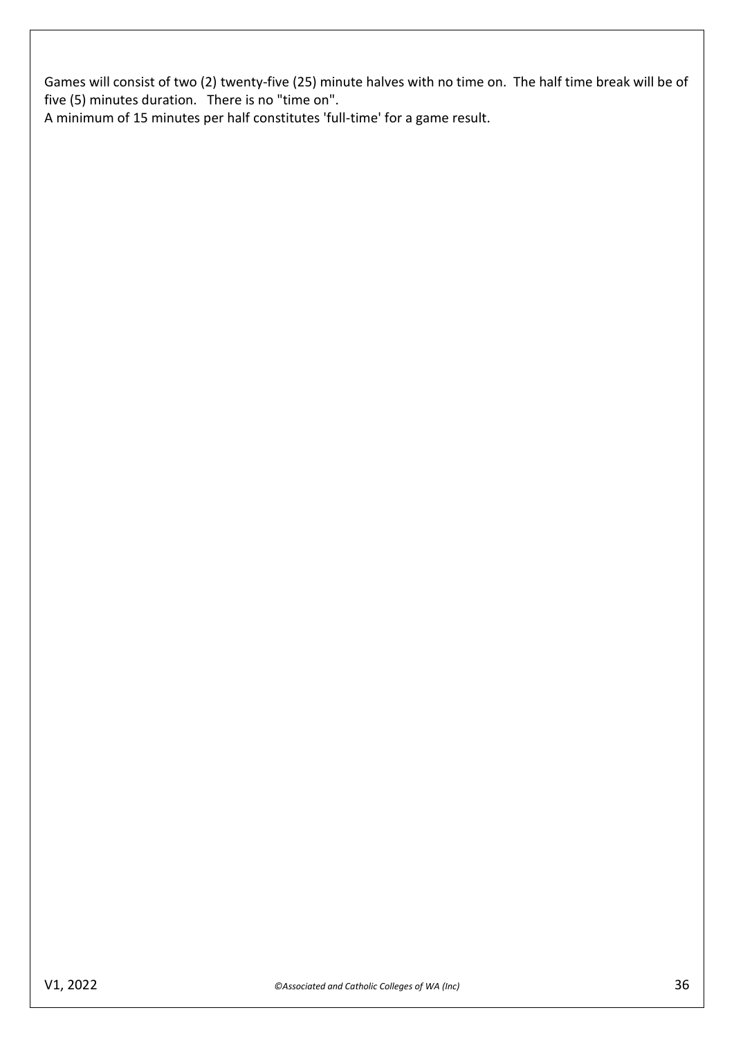Games will consist of two (2) twenty-five (25) minute halves with no time on. The half time break will be of five (5) minutes duration. There is no "time on".
A minimum of 15 minutes per half constitutes 'full-time' for a game result.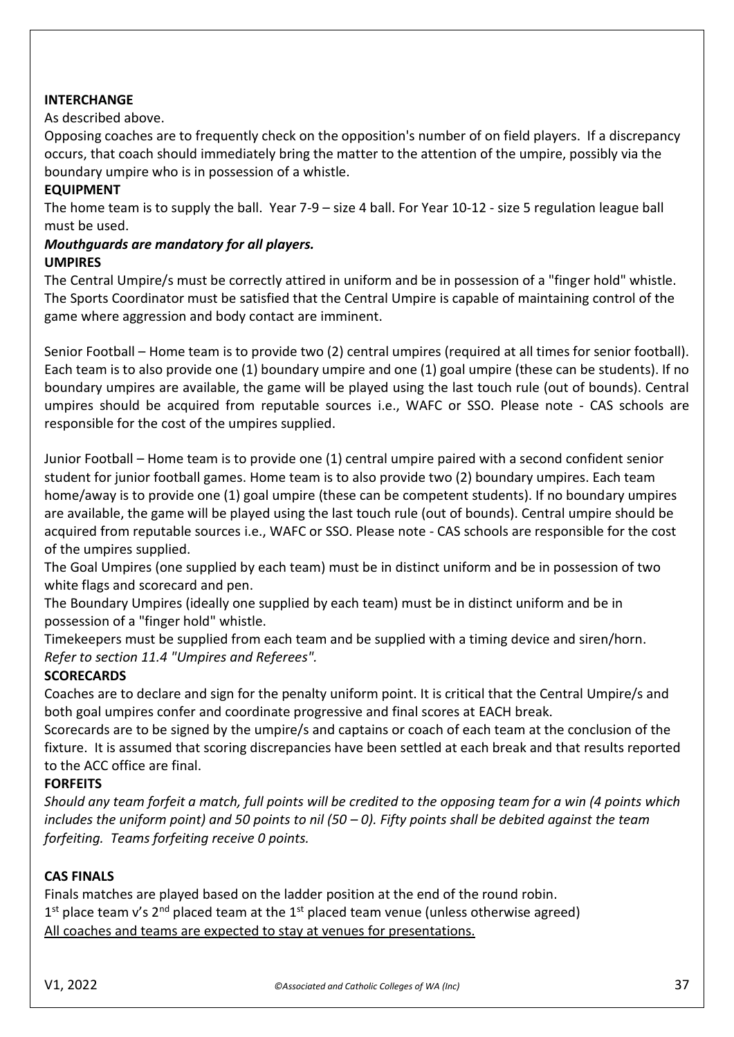**INTERCHANGE**

As described above.

Opposing coaches are to frequently check on the opposition's number of on field players. If a discrepancy occurs, that coach should immediately bring the matter to the attention of the umpire, possibly via the boundary umpire who is in possession of a whistle.

**EQUIPMENT**

The home team is to supply the ball. Year 7-9 – size 4 ball. For Year 10-12 - size 5 regulation league ball must be used.

***Mouthguards are mandatory for all players.***

**UMPIRES**

The Central Umpire/s must be correctly attired in uniform and be in possession of a "finger hold" whistle. The Sports Coordinator must be satisfied that the Central Umpire is capable of maintaining control of the game where aggression and body contact are imminent.

Senior Football – Home team is to provide two (2) central umpires (required at all times for senior football). Each team is to also provide one (1) boundary umpire and one (1) goal umpire (these can be students). If no boundary umpires are available, the game will be played using the last touch rule (out of bounds). Central umpires should be acquired from reputable sources i.e., WAFC or SSO. Please note - CAS schools are responsible for the cost of the umpires supplied.

Junior Football – Home team is to provide one (1) central umpire paired with a second confident senior student for junior football games. Home team is to also provide two (2) boundary umpires. Each team home/away is to provide one (1) goal umpire (these can be competent students). If no boundary umpires are available, the game will be played using the last touch rule (out of bounds). Central umpire should be acquired from reputable sources i.e., WAFC or SSO. Please note - CAS schools are responsible for the cost of the umpires supplied.

The Goal Umpires (one supplied by each team) must be in distinct uniform and be in possession of two white flags and scorecard and pen.

The Boundary Umpires (ideally one supplied by each team) must be in distinct uniform and be in possession of a "finger hold" whistle.

Timekeepers must be supplied from each team and be supplied with a timing device and siren/horn.

*Refer to section 11.4 "Umpires and Referees".*

**SCORECARDS**

Coaches are to declare and sign for the penalty uniform point. It is critical that the Central Umpire/s and both goal umpires confer and coordinate progressive and final scores at EACH break.

Scorecards are to be signed by the umpire/s and captains or coach of each team at the conclusion of the fixture. It is assumed that scoring discrepancies have been settled at each break and that results reported to the ACC office are final.

**FORFEITS**

*Should any team forfeit a match, full points will be credited to the opposing team for a win (4 points which includes the uniform point) and 50 points to nil (50 – 0). Fifty points shall be debited against the team forfeiting. Teams forfeiting receive 0 points.*

**CAS FINALS**

Finals matches are played based on the ladder position at the end of the round robin.

1st place team v's 2nd placed team at the 1st placed team venue (unless otherwise agreed)

<u>All coaches and teams are expected to stay at venues for presentations.</u>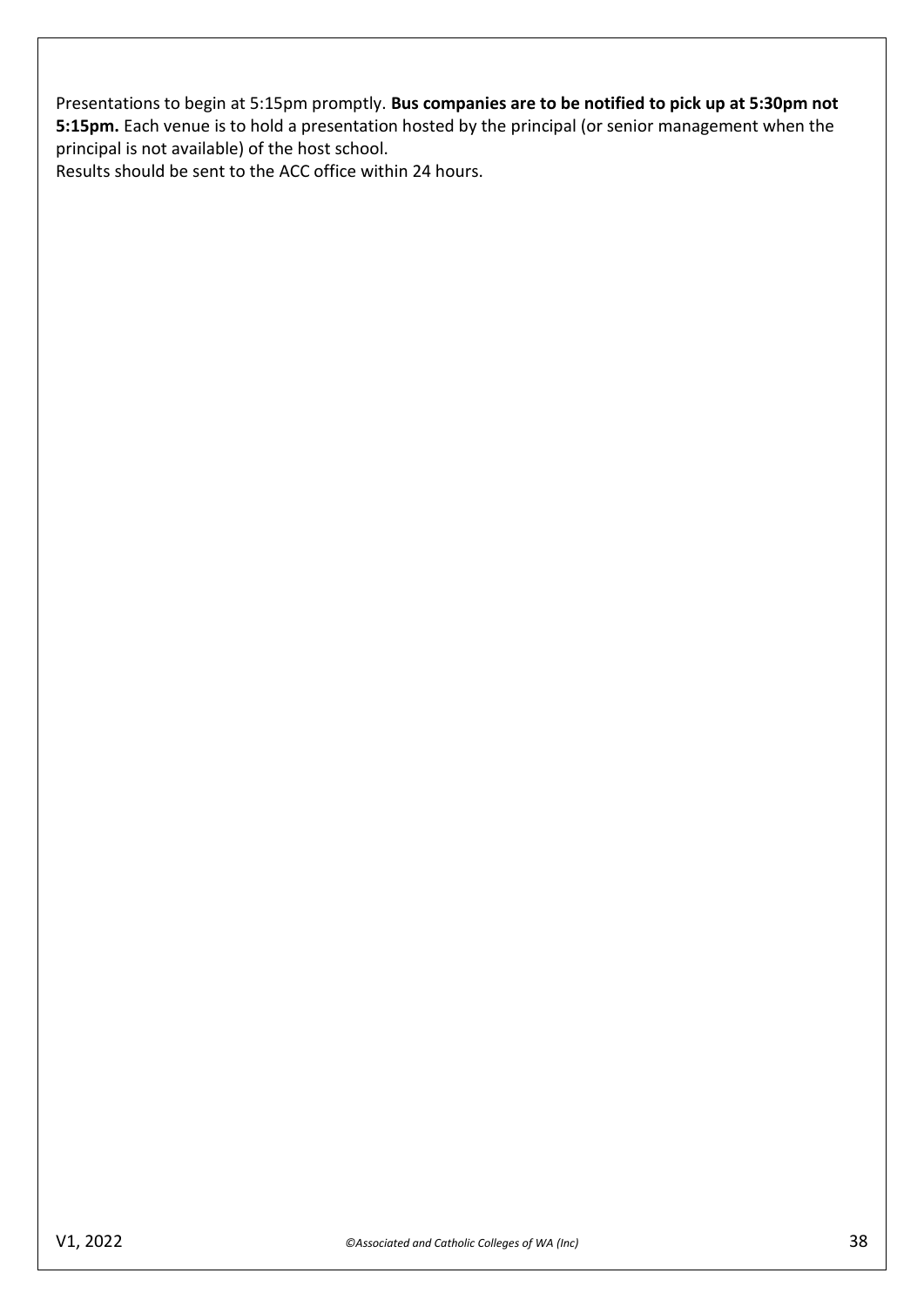Presentations to begin at 5:15pm promptly. **Bus companies are to be notified to pick up at 5:30pm not 5:15pm.** Each venue is to hold a presentation hosted by the principal (or senior management when the principal is not available) of the host school.
Results should be sent to the ACC office within 24 hours.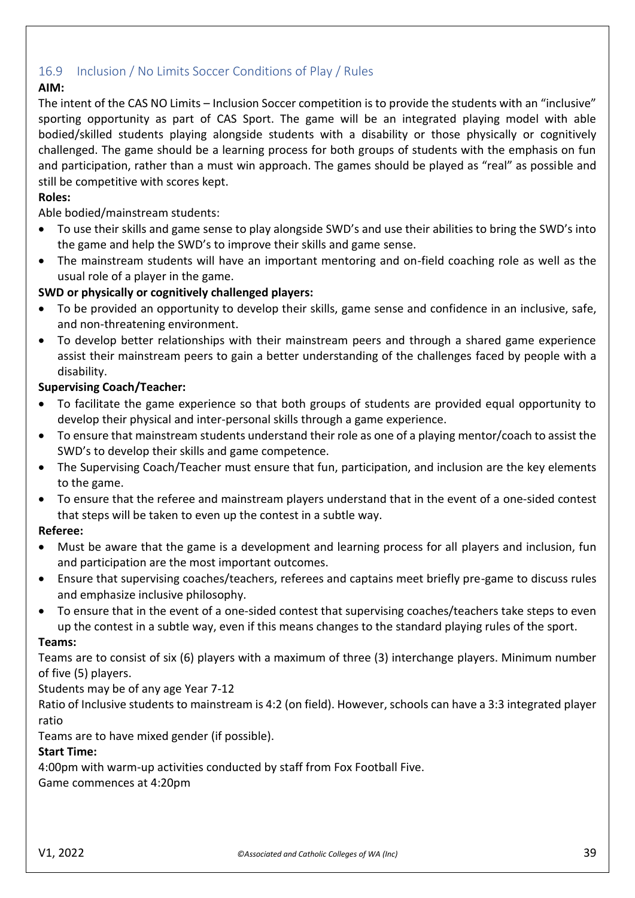## 16.9 Inclusion / No Limits Soccer Conditions of Play / Rules

**AIM:**

The intent of the CAS NO Limits – Inclusion Soccer competition is to provide the students with an "inclusive" sporting opportunity as part of CAS Sport. The game will be an integrated playing model with able bodied/skilled students playing alongside students with a disability or those physically or cognitively challenged. The game should be a learning process for both groups of students with the emphasis on fun and participation, rather than a must win approach. The games should be played as "real" as possible and still be competitive with scores kept.

**Roles:**

Able bodied/mainstream students:

- To use their skills and game sense to play alongside SWD's and use their abilities to bring the SWD's into the game and help the SWD's to improve their skills and game sense.
- The mainstream students will have an important mentoring and on-field coaching role as well as the usual role of a player in the game.

**SWD or physically or cognitively challenged players:**

- To be provided an opportunity to develop their skills, game sense and confidence in an inclusive, safe, and non-threatening environment.
- To develop better relationships with their mainstream peers and through a shared game experience assist their mainstream peers to gain a better understanding of the challenges faced by people with a disability.

**Supervising Coach/Teacher:**

- To facilitate the game experience so that both groups of students are provided equal opportunity to develop their physical and inter-personal skills through a game experience.
- To ensure that mainstream students understand their role as one of a playing mentor/coach to assist the SWD's to develop their skills and game competence.
- The Supervising Coach/Teacher must ensure that fun, participation, and inclusion are the key elements to the game.
- To ensure that the referee and mainstream players understand that in the event of a one-sided contest that steps will be taken to even up the contest in a subtle way.

**Referee:**

- Must be aware that the game is a development and learning process for all players and inclusion, fun and participation are the most important outcomes.
- Ensure that supervising coaches/teachers, referees and captains meet briefly pre-game to discuss rules and emphasize inclusive philosophy.
- To ensure that in the event of a one-sided contest that supervising coaches/teachers take steps to even up the contest in a subtle way, even if this means changes to the standard playing rules of the sport.

**Teams:**

Teams are to consist of six (6) players with a maximum of three (3) interchange players. Minimum number of five (5) players.

Students may be of any age Year 7-12

Ratio of Inclusive students to mainstream is 4:2 (on field). However, schools can have a 3:3 integrated player ratio

Teams are to have mixed gender (if possible).

**Start Time:**

4:00pm with warm-up activities conducted by staff from Fox Football Five.

Game commences at 4:20pm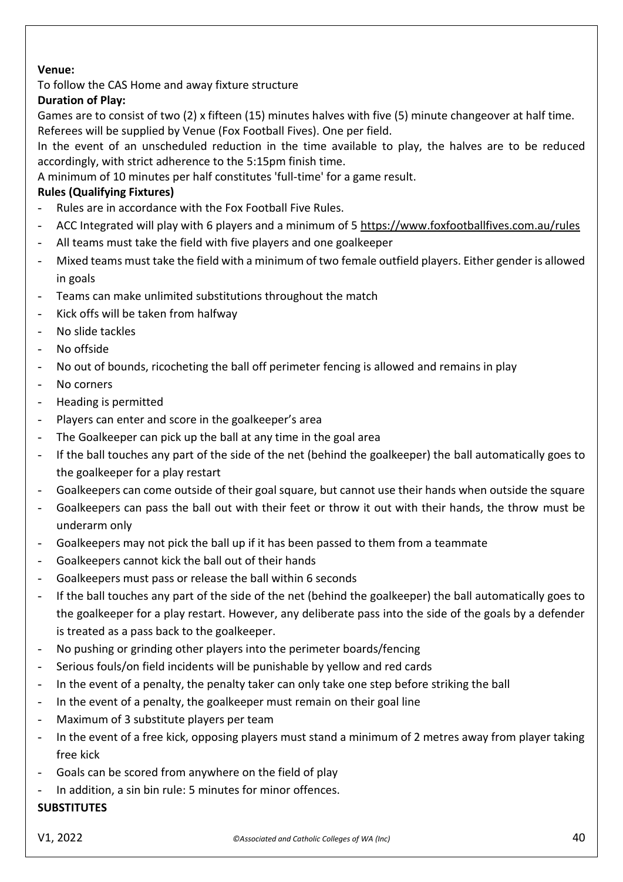**Venue:**

To follow the CAS Home and away fixture structure

**Duration of Play:**

Games are to consist of two (2) x fifteen (15) minutes halves with five (5) minute changeover at half time. Referees will be supplied by Venue (Fox Football Fives). One per field.

In the event of an unscheduled reduction in the time available to play, the halves are to be reduced accordingly, with strict adherence to the 5:15pm finish time.

A minimum of 10 minutes per half constitutes 'full-time' for a game result.

**Rules (Qualifying Fixtures)**

- Rules are in accordance with the Fox Football Five Rules.
- ACC Integrated will play with 6 players and a minimum of 5 https://www.foxfootballfives.com.au/rules
- All teams must take the field with five players and one goalkeeper
- Mixed teams must take the field with a minimum of two female outfield players. Either gender is allowed in goals
- Teams can make unlimited substitutions throughout the match
- Kick offs will be taken from halfway
- No slide tackles
- No offside
- No out of bounds, ricocheting the ball off perimeter fencing is allowed and remains in play
- No corners
- Heading is permitted
- Players can enter and score in the goalkeeper's area
- The Goalkeeper can pick up the ball at any time in the goal area
- If the ball touches any part of the side of the net (behind the goalkeeper) the ball automatically goes to the goalkeeper for a play restart
- Goalkeepers can come outside of their goal square, but cannot use their hands when outside the square
- Goalkeepers can pass the ball out with their feet or throw it out with their hands, the throw must be underarm only
- Goalkeepers may not pick the ball up if it has been passed to them from a teammate
- Goalkeepers cannot kick the ball out of their hands
- Goalkeepers must pass or release the ball within 6 seconds
- If the ball touches any part of the side of the net (behind the goalkeeper) the ball automatically goes to the goalkeeper for a play restart. However, any deliberate pass into the side of the goals by a defender is treated as a pass back to the goalkeeper.
- No pushing or grinding other players into the perimeter boards/fencing
- Serious fouls/on field incidents will be punishable by yellow and red cards
- In the event of a penalty, the penalty taker can only take one step before striking the ball
- In the event of a penalty, the goalkeeper must remain on their goal line
- Maximum of 3 substitute players per team
- In the event of a free kick, opposing players must stand a minimum of 2 metres away from player taking free kick
- Goals can be scored from anywhere on the field of play
- In addition, a sin bin rule: 5 minutes for minor offences.

**SUBSTITUTES**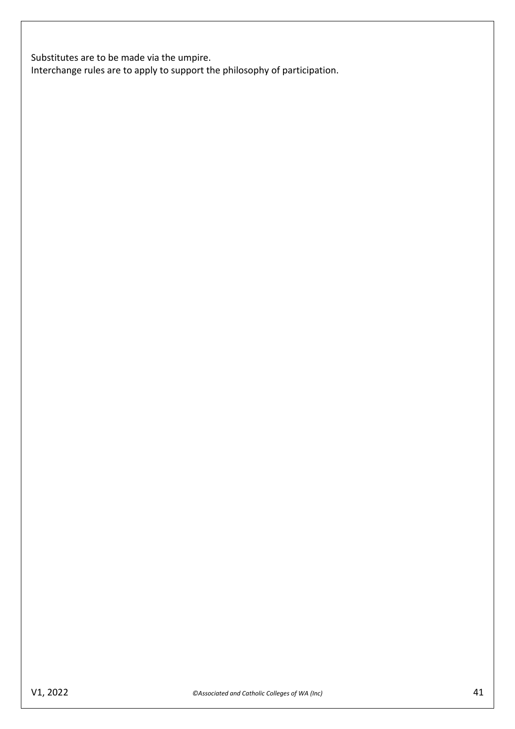Substitutes are to be made via the umpire.
Interchange rules are to apply to support the philosophy of participation.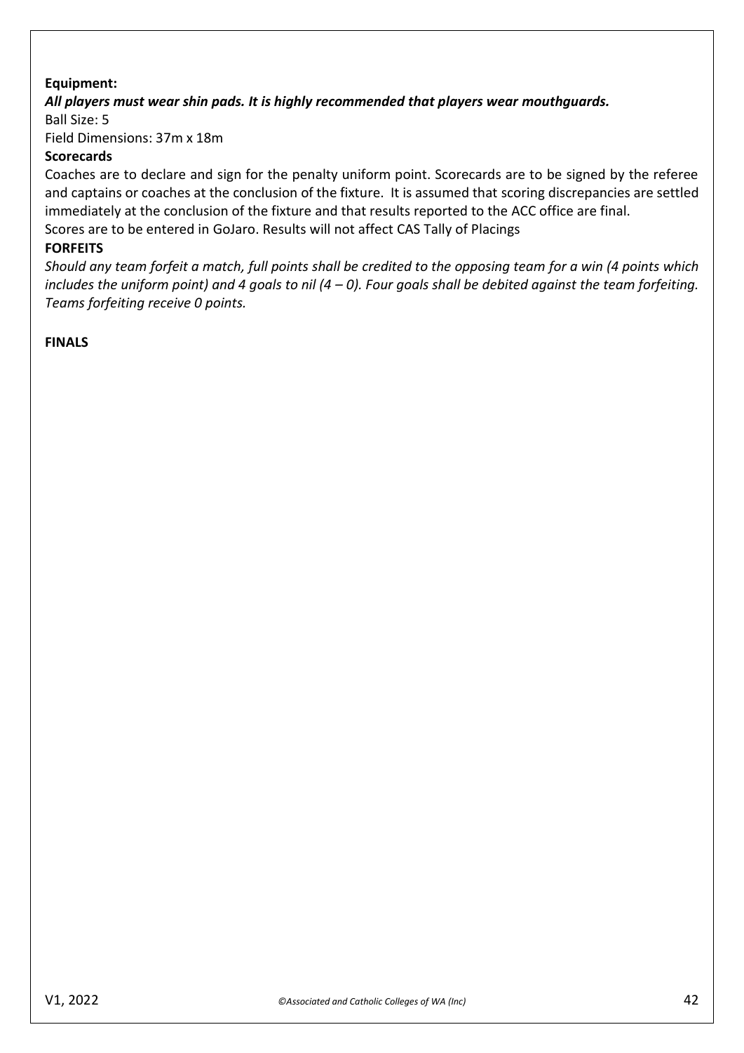**Equipment:**

***All players must wear shin pads. It is highly recommended that players wear mouthguards.***

Ball Size: 5

Field Dimensions: 37m x 18m

**Scorecards**

Coaches are to declare and sign for the penalty uniform point. Scorecards are to be signed by the referee and captains or coaches at the conclusion of the fixture. It is assumed that scoring discrepancies are settled immediately at the conclusion of the fixture and that results reported to the ACC office are final.

Scores are to be entered in GoJaro. Results will not affect CAS Tally of Placings

**FORFEITS**

*Should any team forfeit a match, full points shall be credited to the opposing team for a win (4 points which includes the uniform point) and 4 goals to nil (4 – 0). Four goals shall be debited against the team forfeiting. Teams forfeiting receive 0 points.*

**FINALS**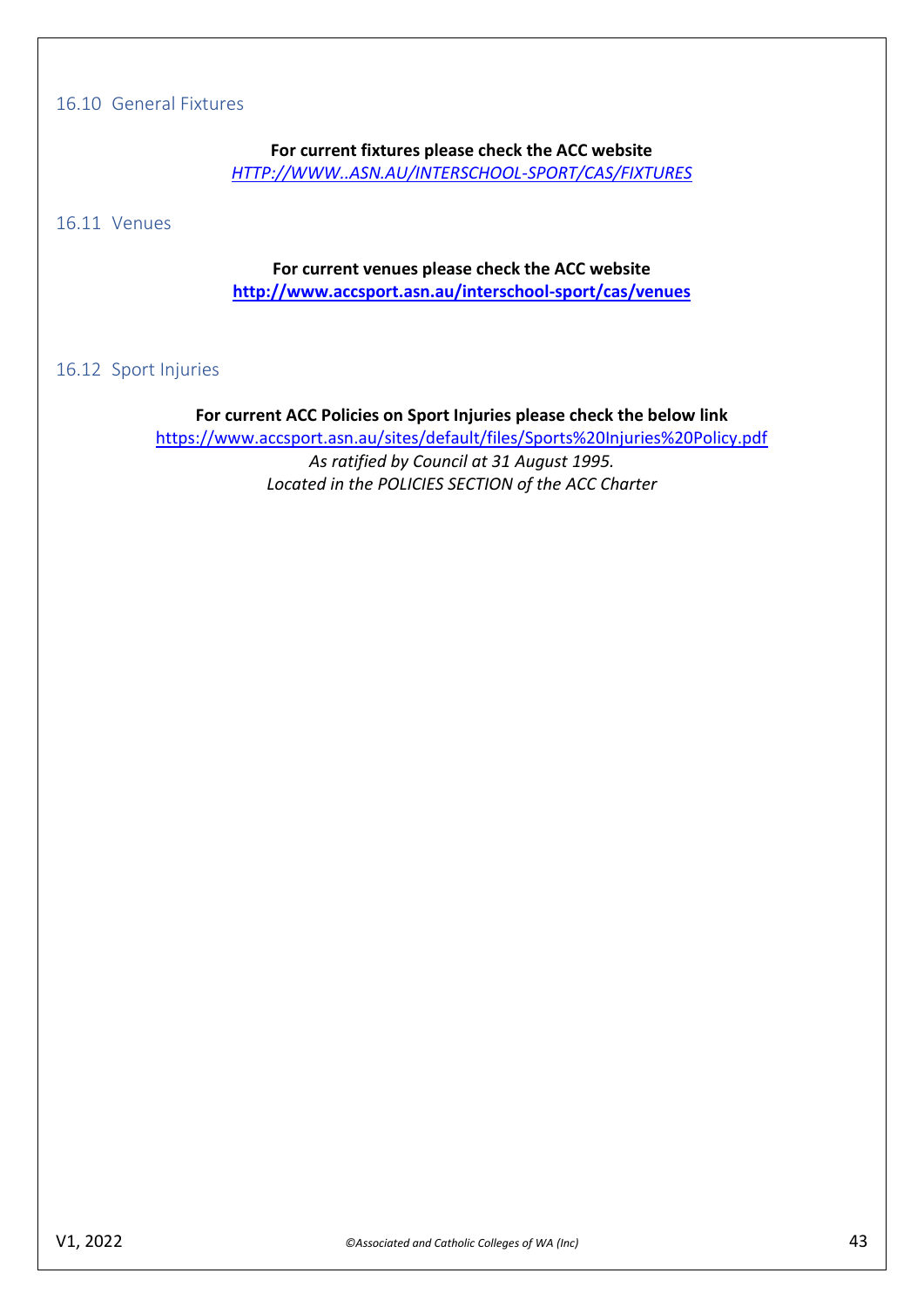## 16.10 General Fixtures

**For current fixtures please check the ACC website**
*HTTP://WWW..ASN.AU/INTERSCHOOL-SPORT/CAS/FIXTURES*

## 16.11 Venues

**For current venues please check the ACC website**
**http://www.accsport.asn.au/interschool-sport/cas/venues**

## 16.12 Sport Injuries

**For current ACC Policies on Sport Injuries please check the below link**
https://www.accsport.asn.au/sites/default/files/Sports%20Injuries%20Policy.pdf
*As ratified by Council at 31 August 1995.*
*Located in the POLICIES SECTION of the ACC Charter*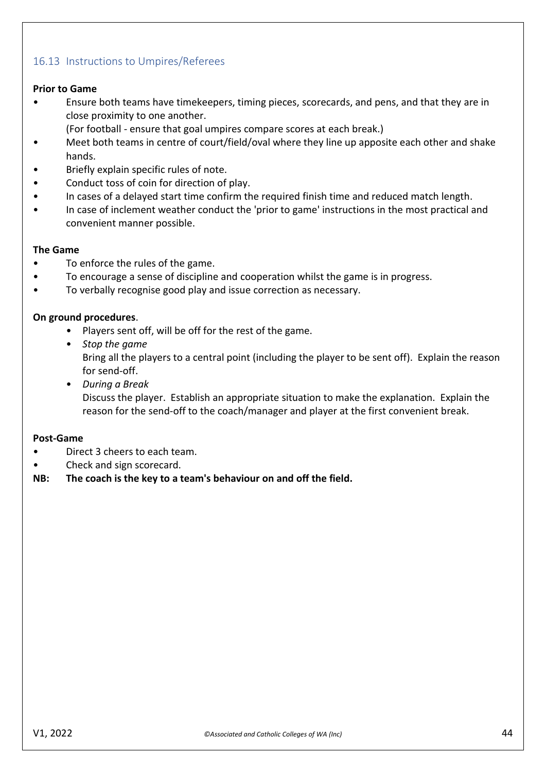## 16.13 Instructions to Umpires/Referees

**Prior to Game**

- Ensure both teams have timekeepers, timing pieces, scorecards, and pens, and that they are in close proximity to one another.
  (For football - ensure that goal umpires compare scores at each break.)
- Meet both teams in centre of court/field/oval where they line up apposite each other and shake hands.
- Briefly explain specific rules of note.
- Conduct toss of coin for direction of play.
- In cases of a delayed start time confirm the required finish time and reduced match length.
- In case of inclement weather conduct the 'prior to game' instructions in the most practical and convenient manner possible.

**The Game**

- To enforce the rules of the game.
- To encourage a sense of discipline and cooperation whilst the game is in progress.
- To verbally recognise good play and issue correction as necessary.

**On ground procedures**.

- Players sent off, will be off for the rest of the game.
- *Stop the game*
  Bring all the players to a central point (including the player to be sent off). Explain the reason for send-off.
- *During a Break*
  Discuss the player. Establish an appropriate situation to make the explanation. Explain the reason for the send-off to the coach/manager and player at the first convenient break.

**Post-Game**

- Direct 3 cheers to each team.
- Check and sign scorecard.

**NB: The coach is the key to a team's behaviour on and off the field.**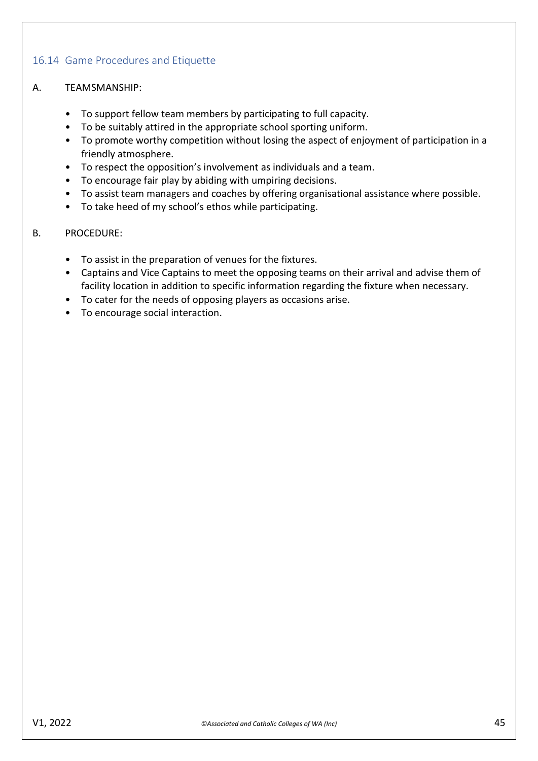## 16.14 Game Procedures and Etiquette

A. TEAMSMANSHIP:

- To support fellow team members by participating to full capacity.
- To be suitably attired in the appropriate school sporting uniform.
- To promote worthy competition without losing the aspect of enjoyment of participation in a friendly atmosphere.
- To respect the opposition's involvement as individuals and a team.
- To encourage fair play by abiding with umpiring decisions.
- To assist team managers and coaches by offering organisational assistance where possible.
- To take heed of my school's ethos while participating.

B. PROCEDURE:

- To assist in the preparation of venues for the fixtures.
- Captains and Vice Captains to meet the opposing teams on their arrival and advise them of facility location in addition to specific information regarding the fixture when necessary.
- To cater for the needs of opposing players as occasions arise.
- To encourage social interaction.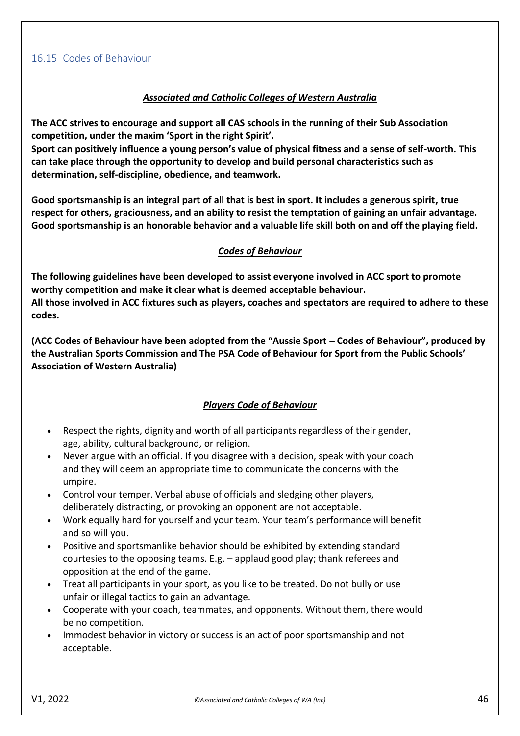## 16.15 Codes of Behaviour

***Associated and Catholic Colleges of Western Australia***

**The ACC strives to encourage and support all CAS schools in the running of their Sub Association competition, under the maxim 'Sport in the right Spirit'.**
**Sport can positively influence a young person's value of physical fitness and a sense of self-worth. This can take place through the opportunity to develop and build personal characteristics such as determination, self-discipline, obedience, and teamwork.**

**Good sportsmanship is an integral part of all that is best in sport. It includes a generous spirit, true respect for others, graciousness, and an ability to resist the temptation of gaining an unfair advantage. Good sportsmanship is an honorable behavior and a valuable life skill both on and off the playing field.**

***Codes of Behaviour***

**The following guidelines have been developed to assist everyone involved in ACC sport to promote worthy competition and make it clear what is deemed acceptable behaviour.**
**All those involved in ACC fixtures such as players, coaches and spectators are required to adhere to these codes.**

**(ACC Codes of Behaviour have been adopted from the "Aussie Sport – Codes of Behaviour", produced by the Australian Sports Commission and The PSA Code of Behaviour for Sport from the Public Schools' Association of Western Australia)**

***Players Code of Behaviour***

- Respect the rights, dignity and worth of all participants regardless of their gender, age, ability, cultural background, or religion.
- Never argue with an official. If you disagree with a decision, speak with your coach and they will deem an appropriate time to communicate the concerns with the umpire.
- Control your temper. Verbal abuse of officials and sledging other players, deliberately distracting, or provoking an opponent are not acceptable.
- Work equally hard for yourself and your team. Your team's performance will benefit and so will you.
- Positive and sportsmanlike behavior should be exhibited by extending standard courtesies to the opposing teams. E.g. – applaud good play; thank referees and opposition at the end of the game.
- Treat all participants in your sport, as you like to be treated. Do not bully or use unfair or illegal tactics to gain an advantage.
- Cooperate with your coach, teammates, and opponents. Without them, there would be no competition.
- Immodest behavior in victory or success is an act of poor sportsmanship and not acceptable.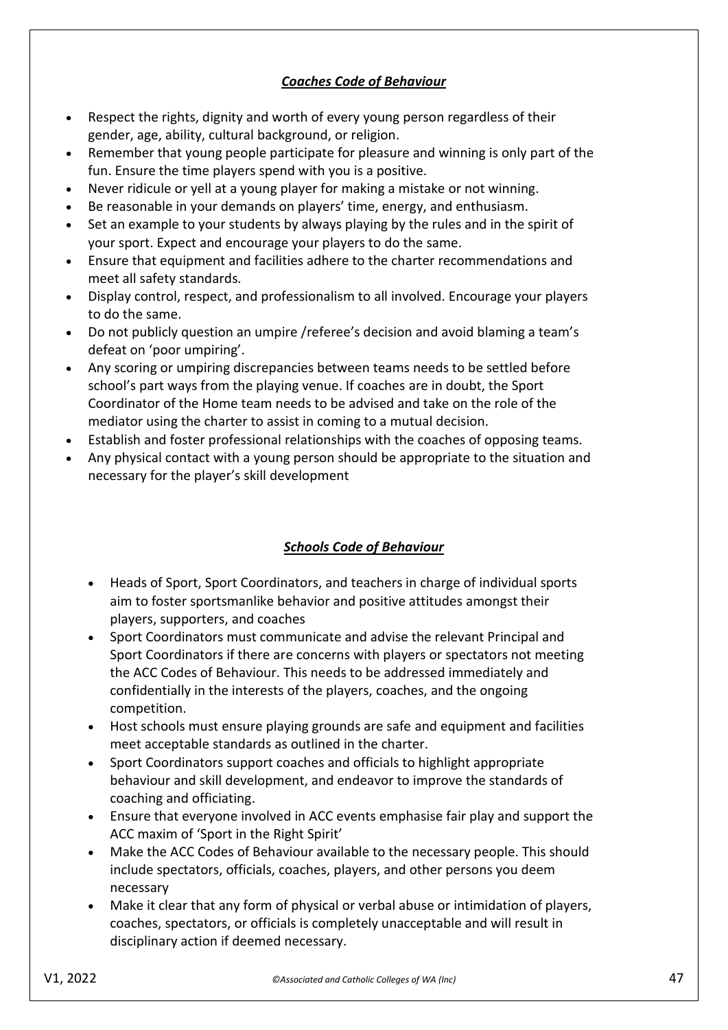## ***Coaches Code of Behaviour***

- Respect the rights, dignity and worth of every young person regardless of their gender, age, ability, cultural background, or religion.
- Remember that young people participate for pleasure and winning is only part of the fun. Ensure the time players spend with you is a positive.
- Never ridicule or yell at a young player for making a mistake or not winning.
- Be reasonable in your demands on players' time, energy, and enthusiasm.
- Set an example to your students by always playing by the rules and in the spirit of your sport. Expect and encourage your players to do the same.
- Ensure that equipment and facilities adhere to the charter recommendations and meet all safety standards.
- Display control, respect, and professionalism to all involved. Encourage your players to do the same.
- Do not publicly question an umpire /referee's decision and avoid blaming a team's defeat on 'poor umpiring'.
- Any scoring or umpiring discrepancies between teams needs to be settled before school's part ways from the playing venue. If coaches are in doubt, the Sport Coordinator of the Home team needs to be advised and take on the role of the mediator using the charter to assist in coming to a mutual decision.
- Establish and foster professional relationships with the coaches of opposing teams.
- Any physical contact with a young person should be appropriate to the situation and necessary for the player's skill development

## ***Schools Code of Behaviour***

- Heads of Sport, Sport Coordinators, and teachers in charge of individual sports aim to foster sportsmanlike behavior and positive attitudes amongst their players, supporters, and coaches
- Sport Coordinators must communicate and advise the relevant Principal and Sport Coordinators if there are concerns with players or spectators not meeting the ACC Codes of Behaviour. This needs to be addressed immediately and confidentially in the interests of the players, coaches, and the ongoing competition.
- Host schools must ensure playing grounds are safe and equipment and facilities meet acceptable standards as outlined in the charter.
- Sport Coordinators support coaches and officials to highlight appropriate behaviour and skill development, and endeavor to improve the standards of coaching and officiating.
- Ensure that everyone involved in ACC events emphasise fair play and support the ACC maxim of 'Sport in the Right Spirit'
- Make the ACC Codes of Behaviour available to the necessary people. This should include spectators, officials, coaches, players, and other persons you deem necessary
- Make it clear that any form of physical or verbal abuse or intimidation of players, coaches, spectators, or officials is completely unacceptable and will result in disciplinary action if deemed necessary.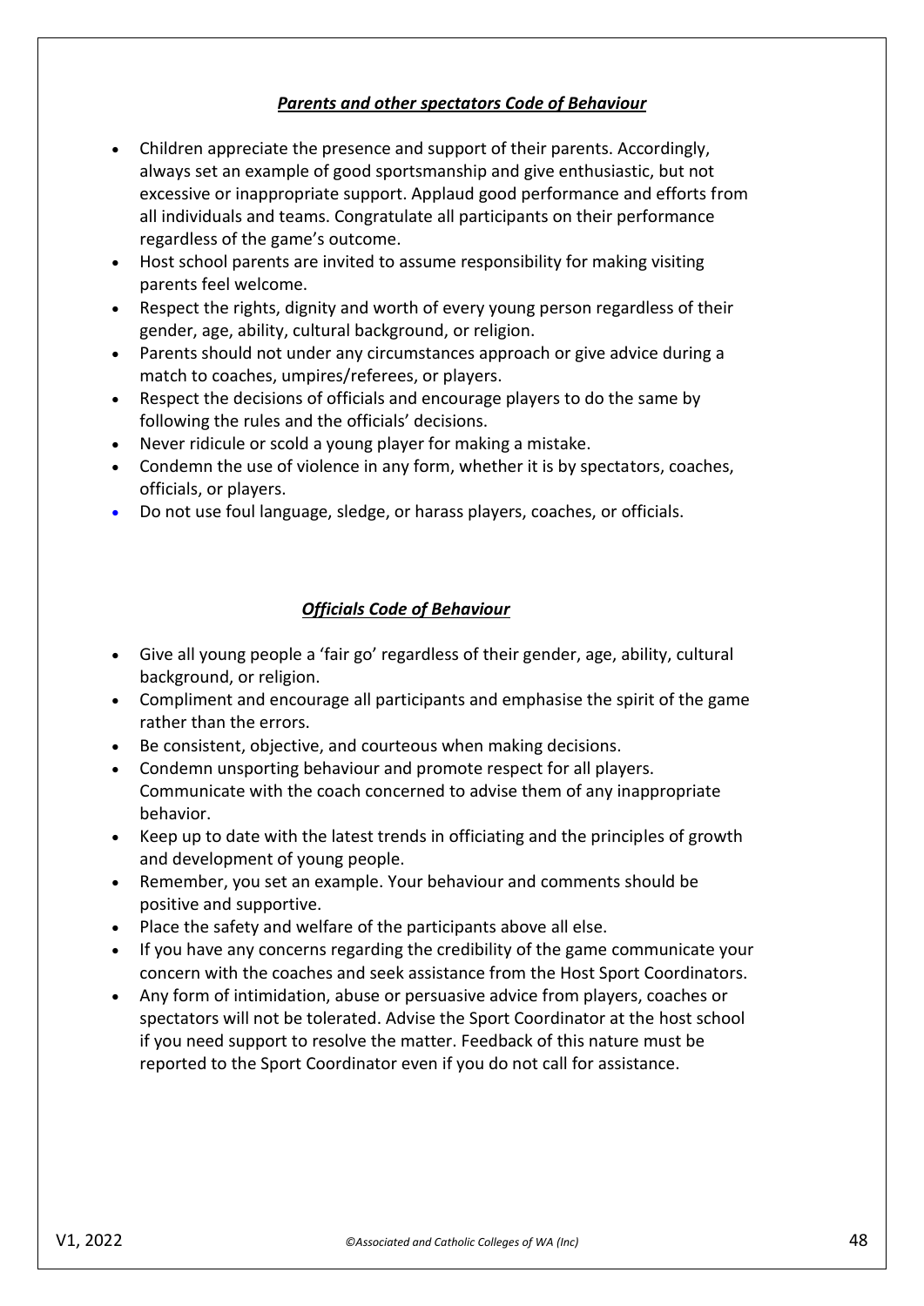### ***Parents and other spectators Code of Behaviour***

- Children appreciate the presence and support of their parents. Accordingly, always set an example of good sportsmanship and give enthusiastic, but not excessive or inappropriate support. Applaud good performance and efforts from all individuals and teams. Congratulate all participants on their performance regardless of the game's outcome.
- Host school parents are invited to assume responsibility for making visiting parents feel welcome.
- Respect the rights, dignity and worth of every young person regardless of their gender, age, ability, cultural background, or religion.
- Parents should not under any circumstances approach or give advice during a match to coaches, umpires/referees, or players.
- Respect the decisions of officials and encourage players to do the same by following the rules and the officials' decisions.
- Never ridicule or scold a young player for making a mistake.
- Condemn the use of violence in any form, whether it is by spectators, coaches, officials, or players.
- Do not use foul language, sledge, or harass players, coaches, or officials.

### ***Officials Code of Behaviour***

- Give all young people a 'fair go' regardless of their gender, age, ability, cultural background, or religion.
- Compliment and encourage all participants and emphasise the spirit of the game rather than the errors.
- Be consistent, objective, and courteous when making decisions.
- Condemn unsporting behaviour and promote respect for all players. Communicate with the coach concerned to advise them of any inappropriate behavior.
- Keep up to date with the latest trends in officiating and the principles of growth and development of young people.
- Remember, you set an example. Your behaviour and comments should be positive and supportive.
- Place the safety and welfare of the participants above all else.
- If you have any concerns regarding the credibility of the game communicate your concern with the coaches and seek assistance from the Host Sport Coordinators.
- Any form of intimidation, abuse or persuasive advice from players, coaches or spectators will not be tolerated. Advise the Sport Coordinator at the host school if you need support to resolve the matter. Feedback of this nature must be reported to the Sport Coordinator even if you do not call for assistance.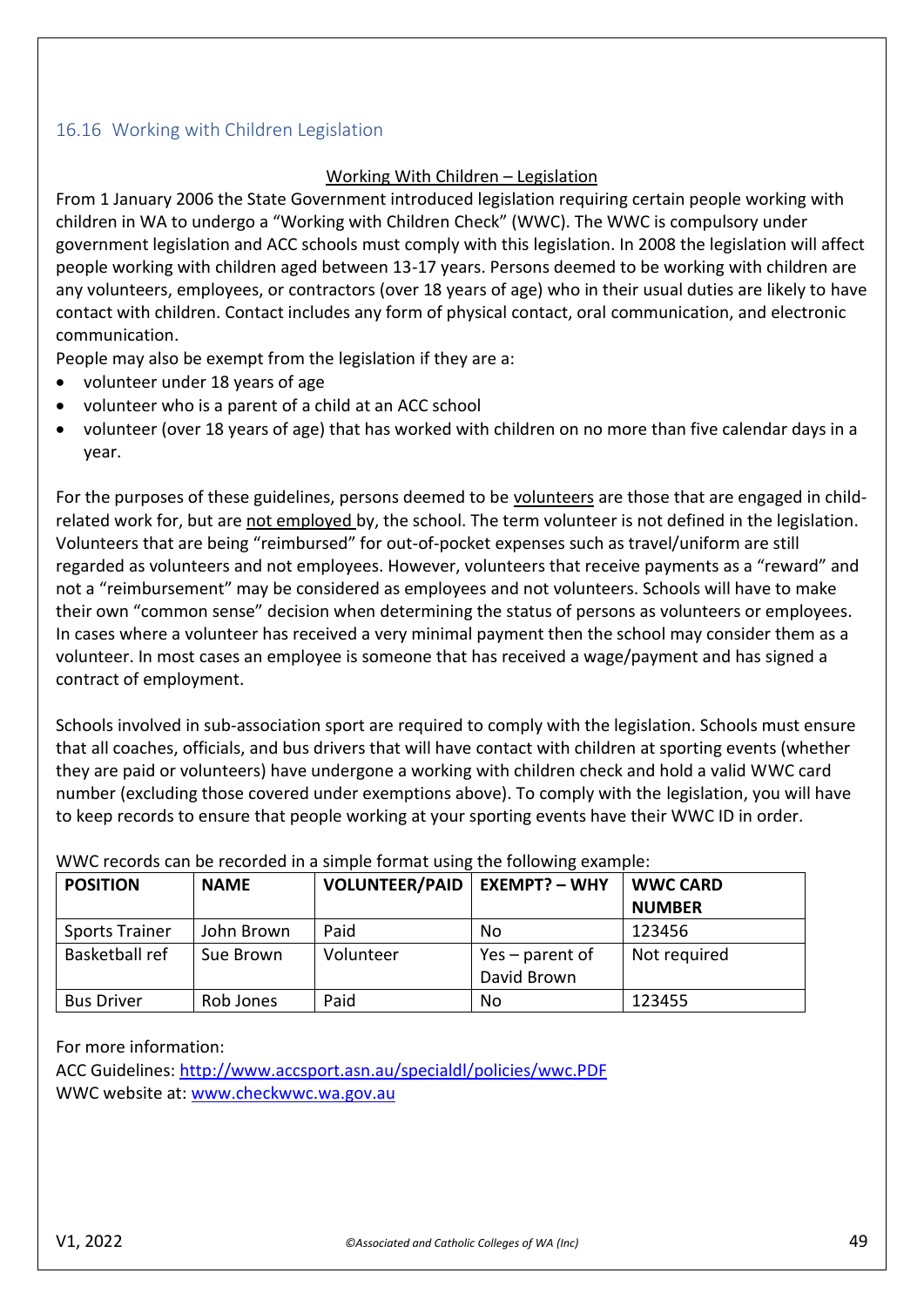## 16.16 Working with Children Legislation

<u>Working With Children – Legislation</u>

From 1 January 2006 the State Government introduced legislation requiring certain people working with children in WA to undergo a "Working with Children Check" (WWC). The WWC is compulsory under government legislation and ACC schools must comply with this legislation. In 2008 the legislation will affect people working with children aged between 13-17 years. Persons deemed to be working with children are any volunteers, employees, or contractors (over 18 years of age) who in their usual duties are likely to have contact with children. Contact includes any form of physical contact, oral communication, and electronic communication.

People may also be exempt from the legislation if they are a:

- volunteer under 18 years of age
- volunteer who is a parent of a child at an ACC school
- volunteer (over 18 years of age) that has worked with children on no more than five calendar days in a year.

For the purposes of these guidelines, persons deemed to be <u>volunteers</u> are those that are engaged in child-related work for, but are <u>not employed</u> by, the school. The term volunteer is not defined in the legislation. Volunteers that are being "reimbursed" for out-of-pocket expenses such as travel/uniform are still regarded as volunteers and not employees. However, volunteers that receive payments as a "reward" and not a "reimbursement" may be considered as employees and not volunteers. Schools will have to make their own "common sense" decision when determining the status of persons as volunteers or employees. In cases where a volunteer has received a very minimal payment then the school may consider them as a volunteer. In most cases an employee is someone that has received a wage/payment and has signed a contract of employment.

Schools involved in sub-association sport are required to comply with the legislation. Schools must ensure that all coaches, officials, and bus drivers that will have contact with children at sporting events (whether they are paid or volunteers) have undergone a working with children check and hold a valid WWC card number (excluding those covered under exemptions above). To comply with the legislation, you will have to keep records to ensure that people working at your sporting events have their WWC ID in order.

WWC records can be recorded in a simple format using the following example:

| POSITION | NAME | VOLUNTEER/PAID | EXEMPT? – WHY | WWC CARD NUMBER |
|---|---|---|---|---|
| Sports Trainer | John Brown | Paid | No | 123456 |
| Basketball ref | Sue Brown | Volunteer | Yes – parent of David Brown | Not required |
| Bus Driver | Rob Jones | Paid | No | 123455 |

For more information:
ACC Guidelines: http://www.accsport.asn.au/specialdl/policies/wwc.PDF
WWC website at: www.checkwwc.wa.gov.au